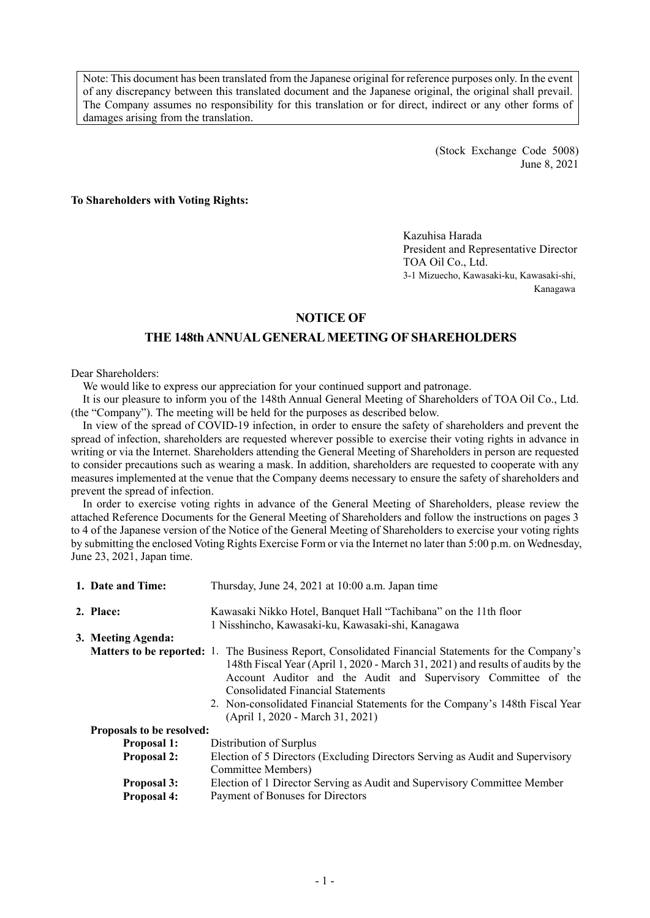Note: This document has been translated from the Japanese original for reference purposes only. In the event of any discrepancy between this translated document and the Japanese original, the original shall prevail. The Company assumes no responsibility for this translation or for direct, indirect or any other forms of damages arising from the translation.

(Stock Exchange Code 5008)
June 8, 2021

**To Shareholders with Voting Rights:**

Kazuhisa Harada
President and Representative Director
TOA Oil Co., Ltd.
3-1 Mizuecho, Kawasaki-ku, Kawasaki-shi, Kanagawa

# NOTICE OF THE 148th ANNUAL GENERAL MEETING OF SHAREHOLDERS

Dear Shareholders:

We would like to express our appreciation for your continued support and patronage.

It is our pleasure to inform you of the 148th Annual General Meeting of Shareholders of TOA Oil Co., Ltd. (the "Company"). The meeting will be held for the purposes as described below.

In view of the spread of COVID-19 infection, in order to ensure the safety of shareholders and prevent the spread of infection, shareholders are requested wherever possible to exercise their voting rights in advance in writing or via the Internet. Shareholders attending the General Meeting of Shareholders in person are requested to consider precautions such as wearing a mask. In addition, shareholders are requested to cooperate with any measures implemented at the venue that the Company deems necessary to ensure the safety of shareholders and prevent the spread of infection.

In order to exercise voting rights in advance of the General Meeting of Shareholders, please review the attached Reference Documents for the General Meeting of Shareholders and follow the instructions on pages 3 to 4 of the Japanese version of the Notice of the General Meeting of Shareholders to exercise your voting rights by submitting the enclosed Voting Rights Exercise Form or via the Internet no later than 5:00 p.m. on Wednesday, June 23, 2021, Japan time.

**1. Date and Time:** Thursday, June 24, 2021 at 10:00 a.m. Japan time

**2. Place:** Kawasaki Nikko Hotel, Banquet Hall "Tachibana" on the 11th floor
1 Nisshincho, Kawasaki-ku, Kawasaki-shi, Kanagawa

**3. Meeting Agenda:**

**Matters to be reported:**

1. The Business Report, Consolidated Financial Statements for the Company's 148th Fiscal Year (April 1, 2020 - March 31, 2021) and results of audits by the Account Auditor and the Audit and Supervisory Committee of the Consolidated Financial Statements
2. Non-consolidated Financial Statements for the Company's 148th Fiscal Year (April 1, 2020 - March 31, 2021)

**Proposals to be resolved:**

- **Proposal 1:** Distribution of Surplus
- **Proposal 2:** Election of 5 Directors (Excluding Directors Serving as Audit and Supervisory Committee Members)
- **Proposal 3:** Election of 1 Director Serving as Audit and Supervisory Committee Member
- **Proposal 4:** Payment of Bonuses for Directors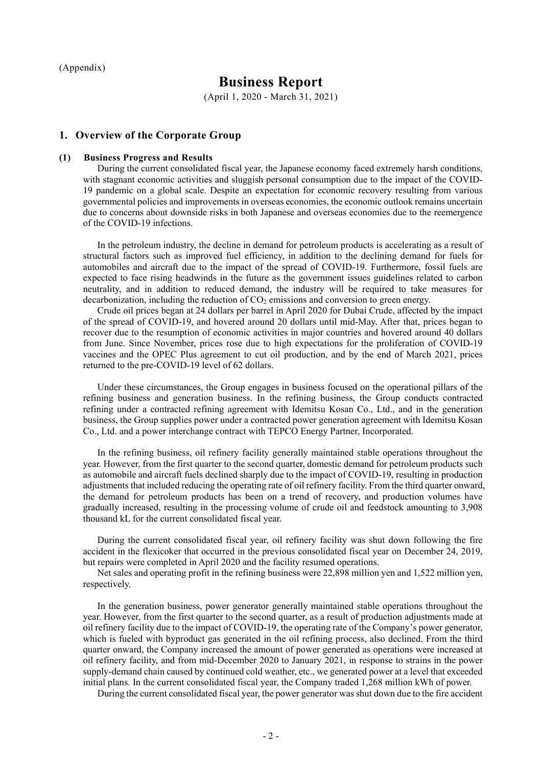(Appendix)

# Business Report

(April 1, 2020 - March 31, 2021)

## 1. Overview of the Corporate Group

### (1) Business Progress and Results

During the current consolidated fiscal year, the Japanese economy faced extremely harsh conditions, with stagnant economic activities and sluggish personal consumption due to the impact of the COVID-19 pandemic on a global scale. Despite an expectation for economic recovery resulting from various governmental policies and improvements in overseas economies, the economic outlook remains uncertain due to concerns about downside risks in both Japanese and overseas economies due to the reemergence of the COVID-19 infections.

In the petroleum industry, the decline in demand for petroleum products is accelerating as a result of structural factors such as improved fuel efficiency, in addition to the declining demand for fuels for automobiles and aircraft due to the impact of the spread of COVID-19. Furthermore, fossil fuels are expected to face rising headwinds in the future as the government issues guidelines related to carbon neutrality, and in addition to reduced demand, the industry will be required to take measures for decarbonization, including the reduction of $CO_2$ emissions and conversion to green energy.

Crude oil prices began at 24 dollars per barrel in April 2020 for Dubai Crude, affected by the impact of the spread of COVID-19, and hovered around 20 dollars until mid-May. After that, prices began to recover due to the resumption of economic activities in major countries and hovered around 40 dollars from June. Since November, prices rose due to high expectations for the proliferation of COVID-19 vaccines and the OPEC Plus agreement to cut oil production, and by the end of March 2021, prices returned to the pre-COVID-19 level of 62 dollars.

Under these circumstances, the Group engages in business focused on the operational pillars of the refining business and generation business. In the refining business, the Group conducts contracted refining under a contracted refining agreement with Idemitsu Kosan Co., Ltd., and in the generation business, the Group supplies power under a contracted power generation agreement with Idemitsu Kosan Co., Ltd. and a power interchange contract with TEPCO Energy Partner, Incorporated.

In the refining business, oil refinery facility generally maintained stable operations throughout the year. However, from the first quarter to the second quarter, domestic demand for petroleum products such as automobile and aircraft fuels declined sharply due to the impact of COVID-19, resulting in production adjustments that included reducing the operating rate of oil refinery facility. From the third quarter onward, the demand for petroleum products has been on a trend of recovery, and production volumes have gradually increased, resulting in the processing volume of crude oil and feedstock amounting to 3,908 thousand kL for the current consolidated fiscal year.

During the current consolidated fiscal year, oil refinery facility was shut down following the fire accident in the flexicoker that occurred in the previous consolidated fiscal year on December 24, 2019, but repairs were completed in April 2020 and the facility resumed operations.

Net sales and operating profit in the refining business were 22,898 million yen and 1,522 million yen, respectively.

In the generation business, power generator generally maintained stable operations throughout the year. However, from the first quarter to the second quarter, as a result of production adjustments made at oil refinery facility due to the impact of COVID-19, the operating rate of the Company's power generator, which is fueled with byproduct gas generated in the oil refining process, also declined. From the third quarter onward, the Company increased the amount of power generated as operations were increased at oil refinery facility, and from mid-December 2020 to January 2021, in response to strains in the power supply-demand chain caused by continued cold weather, etc., we generated power at a level that exceeded initial plans. In the current consolidated fiscal year, the Company traded 1,268 million kWh of power.

During the current consolidated fiscal year, the power generator was shut down due to the fire accident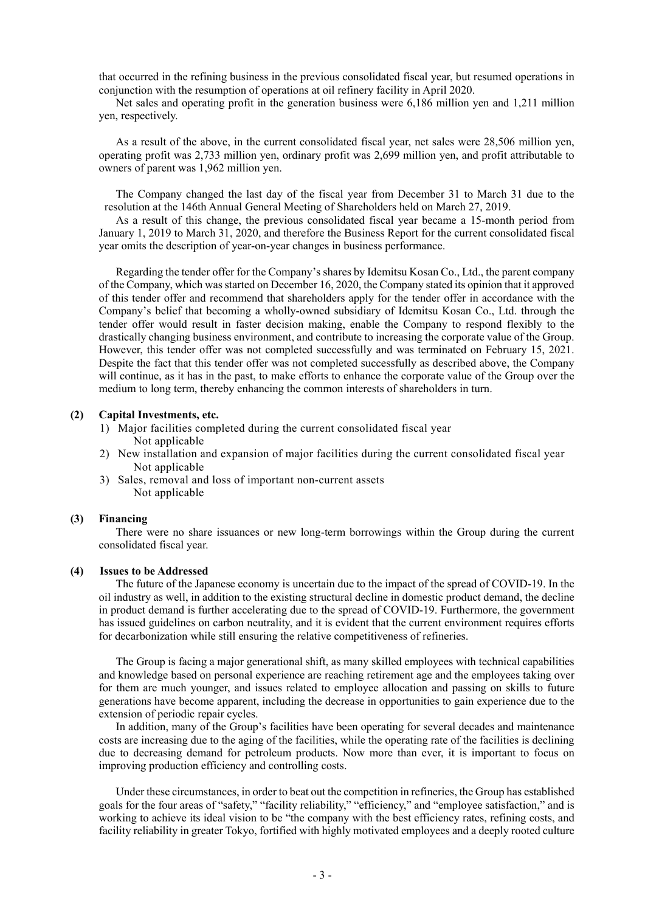that occurred in the refining business in the previous consolidated fiscal year, but resumed operations in conjunction with the resumption of operations at oil refinery facility in April 2020.

Net sales and operating profit in the generation business were 6,186 million yen and 1,211 million yen, respectively.

As a result of the above, in the current consolidated fiscal year, net sales were 28,506 million yen, operating profit was 2,733 million yen, ordinary profit was 2,699 million yen, and profit attributable to owners of parent was 1,962 million yen.

The Company changed the last day of the fiscal year from December 31 to March 31 due to the resolution at the 146th Annual General Meeting of Shareholders held on March 27, 2019.

As a result of this change, the previous consolidated fiscal year became a 15-month period from January 1, 2019 to March 31, 2020, and therefore the Business Report for the current consolidated fiscal year omits the description of year-on-year changes in business performance.

Regarding the tender offer for the Company's shares by Idemitsu Kosan Co., Ltd., the parent company of the Company, which was started on December 16, 2020, the Company stated its opinion that it approved of this tender offer and recommend that shareholders apply for the tender offer in accordance with the Company's belief that becoming a wholly-owned subsidiary of Idemitsu Kosan Co., Ltd. through the tender offer would result in faster decision making, enable the Company to respond flexibly to the drastically changing business environment, and contribute to increasing the corporate value of the Group. However, this tender offer was not completed successfully and was terminated on February 15, 2021. Despite the fact that this tender offer was not completed successfully as described above, the Company will continue, as it has in the past, to make efforts to enhance the corporate value of the Group over the medium to long term, thereby enhancing the common interests of shareholders in turn.

**(2) Capital Investments, etc.**

1) Major facilities completed during the current consolidated fiscal year
   Not applicable
2) New installation and expansion of major facilities during the current consolidated fiscal year
   Not applicable
3) Sales, removal and loss of important non-current assets
   Not applicable

**(3) Financing**

There were no share issuances or new long-term borrowings within the Group during the current consolidated fiscal year.

**(4) Issues to be Addressed**

The future of the Japanese economy is uncertain due to the impact of the spread of COVID-19. In the oil industry as well, in addition to the existing structural decline in domestic product demand, the decline in product demand is further accelerating due to the spread of COVID-19. Furthermore, the government has issued guidelines on carbon neutrality, and it is evident that the current environment requires efforts for decarbonization while still ensuring the relative competitiveness of refineries.

The Group is facing a major generational shift, as many skilled employees with technical capabilities and knowledge based on personal experience are reaching retirement age and the employees taking over for them are much younger, and issues related to employee allocation and passing on skills to future generations have become apparent, including the decrease in opportunities to gain experience due to the extension of periodic repair cycles.

In addition, many of the Group's facilities have been operating for several decades and maintenance costs are increasing due to the aging of the facilities, while the operating rate of the facilities is declining due to decreasing demand for petroleum products. Now more than ever, it is important to focus on improving production efficiency and controlling costs.

Under these circumstances, in order to beat out the competition in refineries, the Group has established goals for the four areas of "safety," "facility reliability," "efficiency," and "employee satisfaction," and is working to achieve its ideal vision to be "the company with the best efficiency rates, refining costs, and facility reliability in greater Tokyo, fortified with highly motivated employees and a deeply rooted culture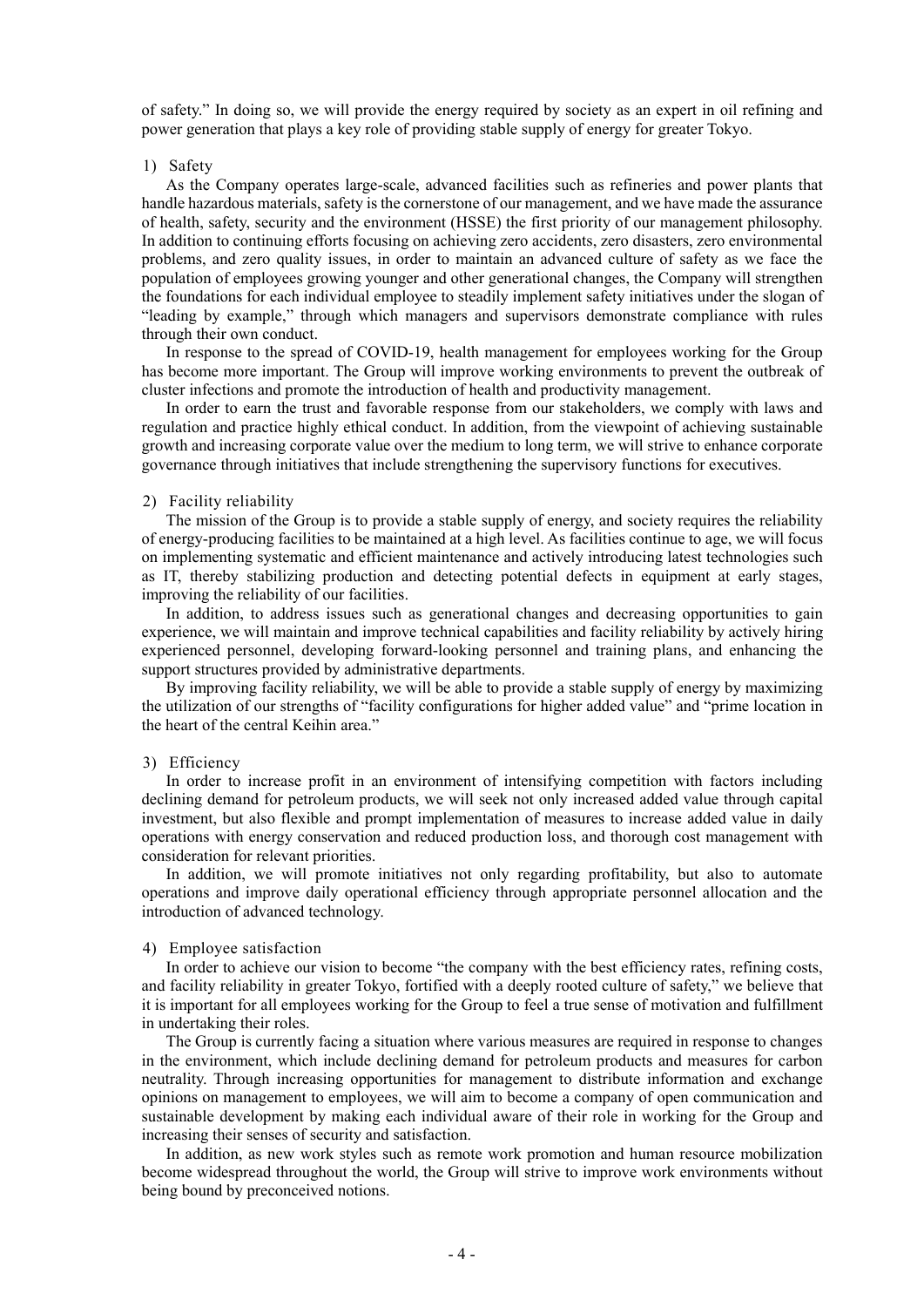of safety." In doing so, we will provide the energy required by society as an expert in oil refining and power generation that plays a key role of providing stable supply of energy for greater Tokyo.

1) Safety

As the Company operates large-scale, advanced facilities such as refineries and power plants that handle hazardous materials, safety is the cornerstone of our management, and we have made the assurance of health, safety, security and the environment (HSSE) the first priority of our management philosophy. In addition to continuing efforts focusing on achieving zero accidents, zero disasters, zero environmental problems, and zero quality issues, in order to maintain an advanced culture of safety as we face the population of employees growing younger and other generational changes, the Company will strengthen the foundations for each individual employee to steadily implement safety initiatives under the slogan of "leading by example," through which managers and supervisors demonstrate compliance with rules through their own conduct.

In response to the spread of COVID-19, health management for employees working for the Group has become more important. The Group will improve working environments to prevent the outbreak of cluster infections and promote the introduction of health and productivity management.

In order to earn the trust and favorable response from our stakeholders, we comply with laws and regulation and practice highly ethical conduct. In addition, from the viewpoint of achieving sustainable growth and increasing corporate value over the medium to long term, we will strive to enhance corporate governance through initiatives that include strengthening the supervisory functions for executives.

2) Facility reliability

The mission of the Group is to provide a stable supply of energy, and society requires the reliability of energy-producing facilities to be maintained at a high level. As facilities continue to age, we will focus on implementing systematic and efficient maintenance and actively introducing latest technologies such as IT, thereby stabilizing production and detecting potential defects in equipment at early stages, improving the reliability of our facilities.

In addition, to address issues such as generational changes and decreasing opportunities to gain experience, we will maintain and improve technical capabilities and facility reliability by actively hiring experienced personnel, developing forward-looking personnel and training plans, and enhancing the support structures provided by administrative departments.

By improving facility reliability, we will be able to provide a stable supply of energy by maximizing the utilization of our strengths of "facility configurations for higher added value" and "prime location in the heart of the central Keihin area."

3) Efficiency

In order to increase profit in an environment of intensifying competition with factors including declining demand for petroleum products, we will seek not only increased added value through capital investment, but also flexible and prompt implementation of measures to increase added value in daily operations with energy conservation and reduced production loss, and thorough cost management with consideration for relevant priorities.

In addition, we will promote initiatives not only regarding profitability, but also to automate operations and improve daily operational efficiency through appropriate personnel allocation and the introduction of advanced technology.

4) Employee satisfaction

In order to achieve our vision to become "the company with the best efficiency rates, refining costs, and facility reliability in greater Tokyo, fortified with a deeply rooted culture of safety," we believe that it is important for all employees working for the Group to feel a true sense of motivation and fulfillment in undertaking their roles.

The Group is currently facing a situation where various measures are required in response to changes in the environment, which include declining demand for petroleum products and measures for carbon neutrality. Through increasing opportunities for management to distribute information and exchange opinions on management to employees, we will aim to become a company of open communication and sustainable development by making each individual aware of their role in working for the Group and increasing their senses of security and satisfaction.

In addition, as new work styles such as remote work promotion and human resource mobilization become widespread throughout the world, the Group will strive to improve work environments without being bound by preconceived notions.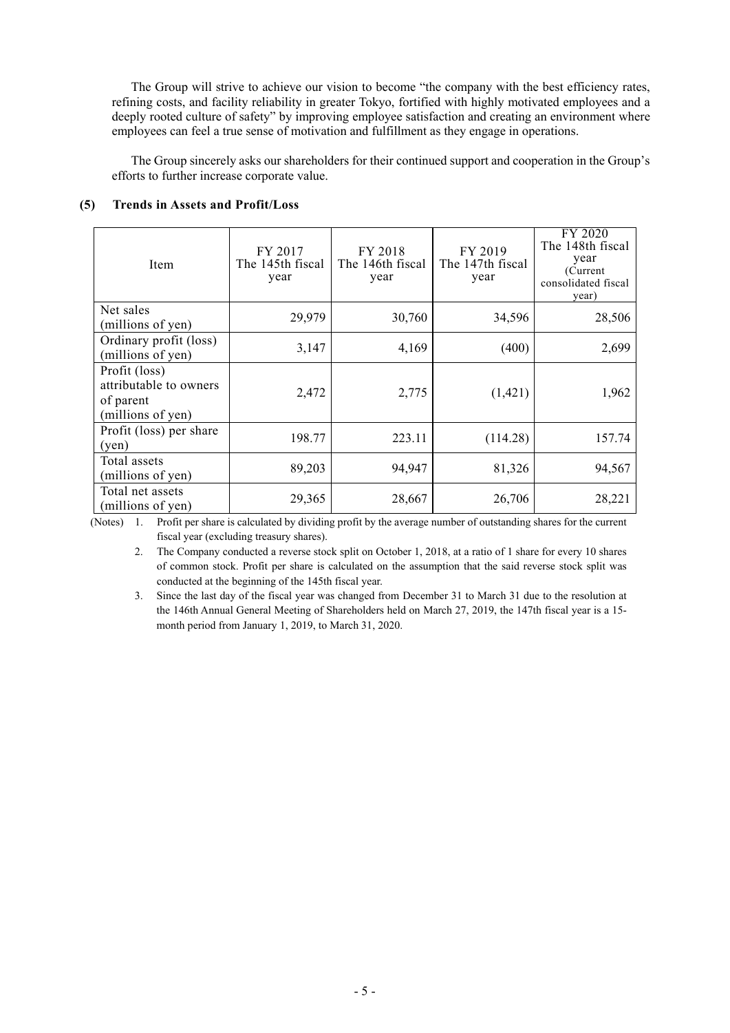The Group will strive to achieve our vision to become "the company with the best efficiency rates, refining costs, and facility reliability in greater Tokyo, fortified with highly motivated employees and a deeply rooted culture of safety" by improving employee satisfaction and creating an environment where employees can feel a true sense of motivation and fulfillment as they engage in operations.

The Group sincerely asks our shareholders for their continued support and cooperation in the Group's efforts to further increase corporate value.

### (5) Trends in Assets and Profit/Loss

| Item | FY 2017 The 145th fiscal year | FY 2018 The 146th fiscal year | FY 2019 The 147th fiscal year | FY 2020 The 148th fiscal year (Current consolidated fiscal year) |
|---|---|---|---|---|
| Net sales (millions of yen) | 29,979 | 30,760 | 34,596 | 28,506 |
| Ordinary profit (loss) (millions of yen) | 3,147 | 4,169 | (400) | 2,699 |
| Profit (loss) attributable to owners of parent (millions of yen) | 2,472 | 2,775 | (1,421) | 1,962 |
| Profit (loss) per share (yen) | 198.77 | 223.11 | (114.28) | 157.74 |
| Total assets (millions of yen) | 89,203 | 94,947 | 81,326 | 94,567 |
| Total net assets (millions of yen) | 29,365 | 28,667 | 26,706 | 28,221 |

(Notes) 1. Profit per share is calculated by dividing profit by the average number of outstanding shares for the current fiscal year (excluding treasury shares).

2. The Company conducted a reverse stock split on October 1, 2018, at a ratio of 1 share for every 10 shares of common stock. Profit per share is calculated on the assumption that the said reverse stock split was conducted at the beginning of the 145th fiscal year.

3. Since the last day of the fiscal year was changed from December 31 to March 31 due to the resolution at the 146th Annual General Meeting of Shareholders held on March 27, 2019, the 147th fiscal year is a 15-month period from January 1, 2019, to March 31, 2020.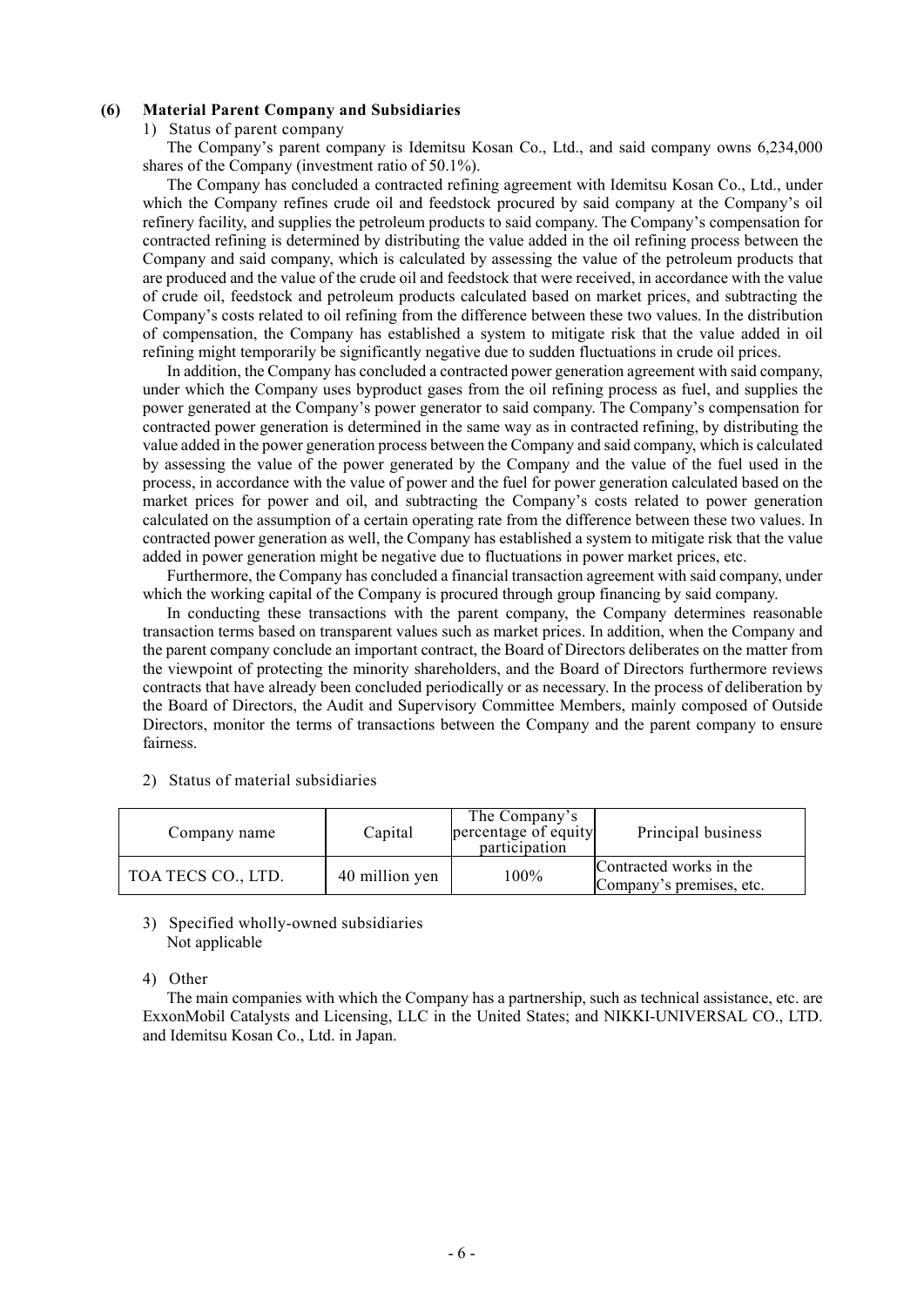### (6) Material Parent Company and Subsidiaries

1) Status of parent company

The Company's parent company is Idemitsu Kosan Co., Ltd., and said company owns 6,234,000 shares of the Company (investment ratio of 50.1%).

The Company has concluded a contracted refining agreement with Idemitsu Kosan Co., Ltd., under which the Company refines crude oil and feedstock procured by said company at the Company's oil refinery facility, and supplies the petroleum products to said company. The Company's compensation for contracted refining is determined by distributing the value added in the oil refining process between the Company and said company, which is calculated by assessing the value of the petroleum products that are produced and the value of the crude oil and feedstock that were received, in accordance with the value of crude oil, feedstock and petroleum products calculated based on market prices, and subtracting the Company's costs related to oil refining from the difference between these two values. In the distribution of compensation, the Company has established a system to mitigate risk that the value added in oil refining might temporarily be significantly negative due to sudden fluctuations in crude oil prices.

In addition, the Company has concluded a contracted power generation agreement with said company, under which the Company uses byproduct gases from the oil refining process as fuel, and supplies the power generated at the Company's power generator to said company. The Company's compensation for contracted power generation is determined in the same way as in contracted refining, by distributing the value added in the power generation process between the Company and said company, which is calculated by assessing the value of the power generated by the Company and the value of the fuel used in the process, in accordance with the value of power and the fuel for power generation calculated based on the market prices for power and oil, and subtracting the Company's costs related to power generation calculated on the assumption of a certain operating rate from the difference between these two values. In contracted power generation as well, the Company has established a system to mitigate risk that the value added in power generation might be negative due to fluctuations in power market prices, etc.

Furthermore, the Company has concluded a financial transaction agreement with said company, under which the working capital of the Company is procured through group financing by said company.

In conducting these transactions with the parent company, the Company determines reasonable transaction terms based on transparent values such as market prices. In addition, when the Company and the parent company conclude an important contract, the Board of Directors deliberates on the matter from the viewpoint of protecting the minority shareholders, and the Board of Directors furthermore reviews contracts that have already been concluded periodically or as necessary. In the process of deliberation by the Board of Directors, the Audit and Supervisory Committee Members, mainly composed of Outside Directors, monitor the terms of transactions between the Company and the parent company to ensure fairness.

2) Status of material subsidiaries

| Company name | Capital | The Company's percentage of equity participation | Principal business |
|---|---|---|---|
| TOA TECS CO., LTD. | 40 million yen | 100% | Contracted works in the Company's premises, etc. |

3) Specified wholly-owned subsidiaries

Not applicable

4) Other

The main companies with which the Company has a partnership, such as technical assistance, etc. are ExxonMobil Catalysts and Licensing, LLC in the United States; and NIKKI-UNIVERSAL CO., LTD. and Idemitsu Kosan Co., Ltd. in Japan.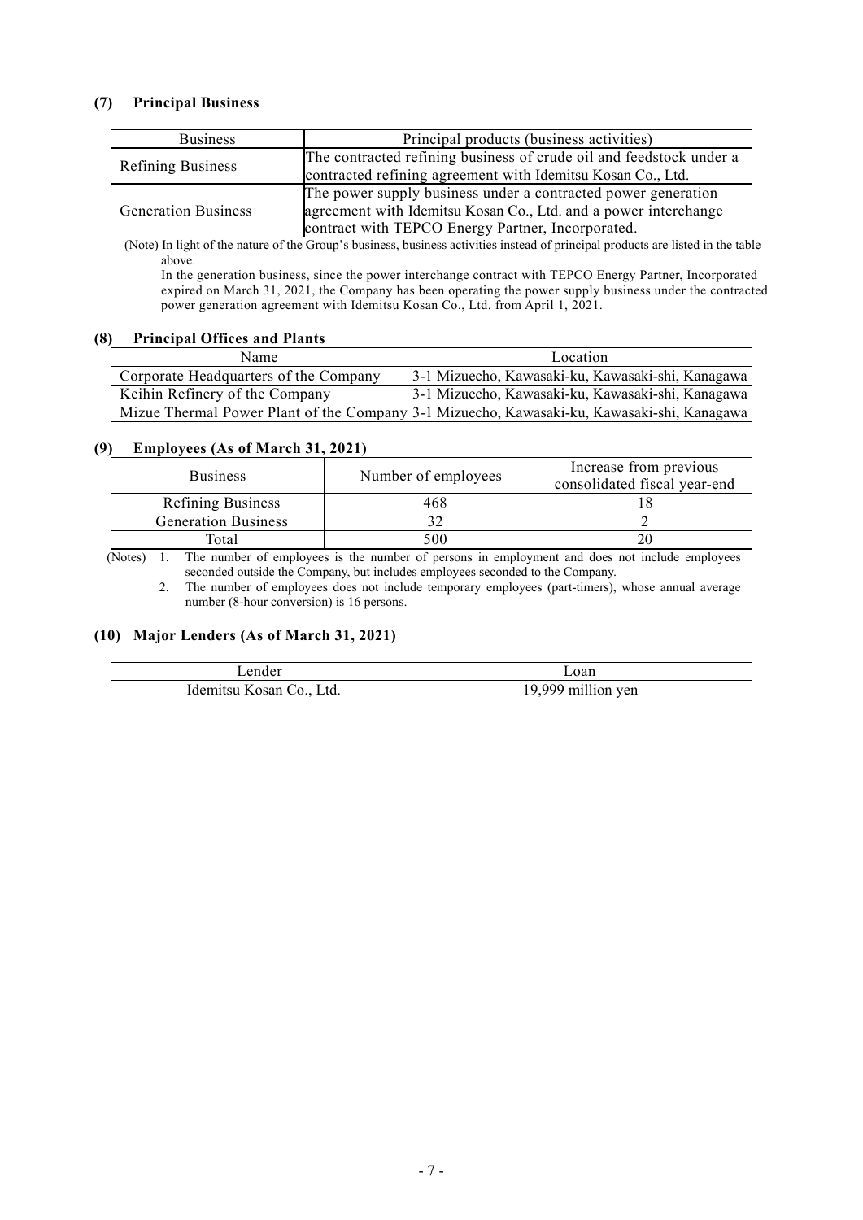### (7) Principal Business

| Business | Principal products (business activities) |
|---|---|
| Refining Business | The contracted refining business of crude oil and feedstock under a contracted refining agreement with Idemitsu Kosan Co., Ltd. |
| Generation Business | The power supply business under a contracted power generation agreement with Idemitsu Kosan Co., Ltd. and a power interchange contract with TEPCO Energy Partner, Incorporated. |

(Note) In light of the nature of the Group's business, business activities instead of principal products are listed in the table above.
In the generation business, since the power interchange contract with TEPCO Energy Partner, Incorporated expired on March 31, 2021, the Company has been operating the power supply business under the contracted power generation agreement with Idemitsu Kosan Co., Ltd. from April 1, 2021.

### (8) Principal Offices and Plants

| Name | Location |
|---|---|
| Corporate Headquarters of the Company | 3-1 Mizuecho, Kawasaki-ku, Kawasaki-shi, Kanagawa |
| Keihin Refinery of the Company | 3-1 Mizuecho, Kawasaki-ku, Kawasaki-shi, Kanagawa |
| Mizue Thermal Power Plant of the Company | 3-1 Mizuecho, Kawasaki-ku, Kawasaki-shi, Kanagawa |

### (9) Employees (As of March 31, 2021)

| Business | Number of employees | Increase from previous consolidated fiscal year-end |
|---|---|---|
| Refining Business | 468 | 18 |
| Generation Business | 32 | 2 |
| Total | 500 | 20 |

(Notes) 1. The number of employees is the number of persons in employment and does not include employees seconded outside the Company, but includes employees seconded to the Company.
2. The number of employees does not include temporary employees (part-timers), whose annual average number (8-hour conversion) is 16 persons.

### (10) Major Lenders (As of March 31, 2021)

| Lender | Loan |
|---|---|
| Idemitsu Kosan Co., Ltd. | 19,999 million yen |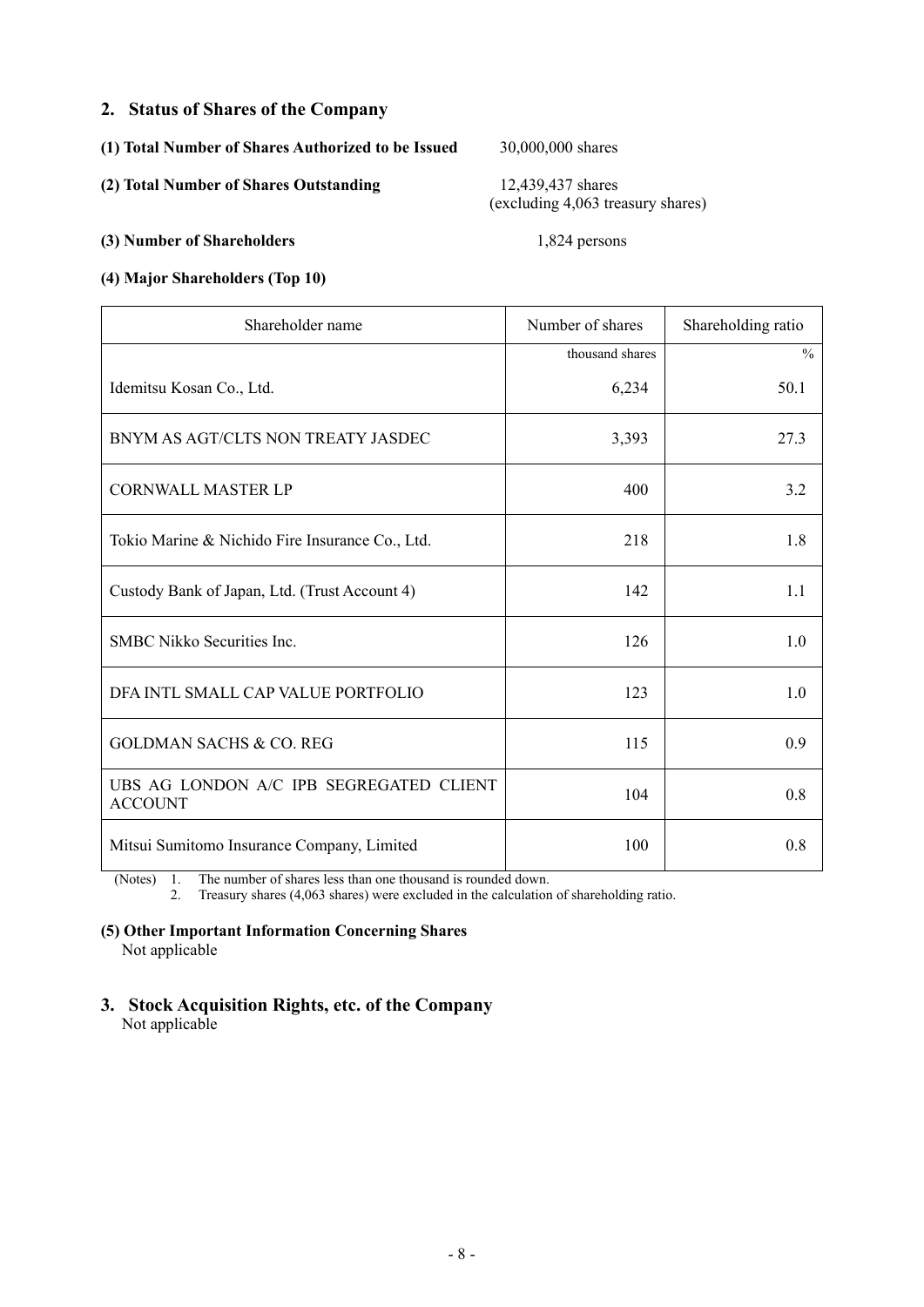## 2. Status of Shares of the Company

**(1) Total Number of Shares Authorized to be Issued** 30,000,000 shares

**(2) Total Number of Shares Outstanding** 12,439,437 shares
(excluding 4,063 treasury shares)

**(3) Number of Shareholders** 1,824 persons

**(4) Major Shareholders (Top 10)**

| Shareholder name | Number of shares | Shareholding ratio |
|---|---|---|
| | thousand shares | % |
| Idemitsu Kosan Co., Ltd. | 6,234 | 50.1 |
| BNYM AS AGT/CLTS NON TREATY JASDEC | 3,393 | 27.3 |
| CORNWALL MASTER LP | 400 | 3.2 |
| Tokio Marine & Nichido Fire Insurance Co., Ltd. | 218 | 1.8 |
| Custody Bank of Japan, Ltd. (Trust Account 4) | 142 | 1.1 |
| SMBC Nikko Securities Inc. | 126 | 1.0 |
| DFA INTL SMALL CAP VALUE PORTFOLIO | 123 | 1.0 |
| GOLDMAN SACHS & CO. REG | 115 | 0.9 |
| UBS AG LONDON A/C IPB SEGREGATED CLIENT ACCOUNT | 104 | 0.8 |
| Mitsui Sumitomo Insurance Company, Limited | 100 | 0.8 |

(Notes) 1. The number of shares less than one thousand is rounded down.
2. Treasury shares (4,063 shares) were excluded in the calculation of shareholding ratio.

**(5) Other Important Information Concerning Shares**
Not applicable

## 3. Stock Acquisition Rights, etc. of the Company
Not applicable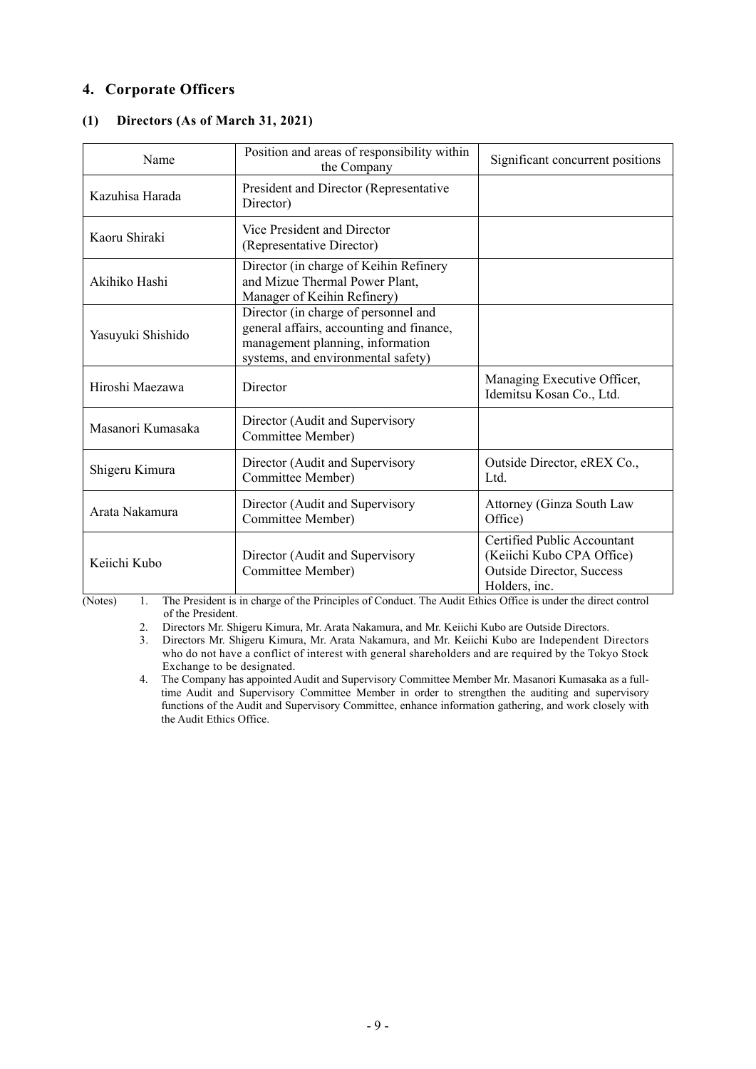## 4. Corporate Officers

### (1) Directors (As of March 31, 2021)

| Name | Position and areas of responsibility within the Company | Significant concurrent positions |
|---|---|---|
| Kazuhisa Harada | President and Director (Representative Director) | |
| Kaoru Shiraki | Vice President and Director (Representative Director) | |
| Akihiko Hashi | Director (in charge of Keihin Refinery and Mizue Thermal Power Plant, Manager of Keihin Refinery) | |
| Yasuyuki Shishido | Director (in charge of personnel and general affairs, accounting and finance, management planning, information systems, and environmental safety) | |
| Hiroshi Maezawa | Director | Managing Executive Officer, Idemitsu Kosan Co., Ltd. |
| Masanori Kumasaka | Director (Audit and Supervisory Committee Member) | |
| Shigeru Kimura | Director (Audit and Supervisory Committee Member) | Outside Director, eREX Co., Ltd. |
| Arata Nakamura | Director (Audit and Supervisory Committee Member) | Attorney (Ginza South Law Office) |
| Keiichi Kubo | Director (Audit and Supervisory Committee Member) | Certified Public Accountant (Keiichi Kubo CPA Office) Outside Director, Success Holders, inc. |

(Notes)
1. The President is in charge of the Principles of Conduct. The Audit Ethics Office is under the direct control of the President.
2. Directors Mr. Shigeru Kimura, Mr. Arata Nakamura, and Mr. Keiichi Kubo are Outside Directors.
3. Directors Mr. Shigeru Kimura, Mr. Arata Nakamura, and Mr. Keiichi Kubo are Independent Directors who do not have a conflict of interest with general shareholders and are required by the Tokyo Stock Exchange to be designated.
4. The Company has appointed Audit and Supervisory Committee Member Mr. Masanori Kumasaka as a full-time Audit and Supervisory Committee Member in order to strengthen the auditing and supervisory functions of the Audit and Supervisory Committee, enhance information gathering, and work closely with the Audit Ethics Office.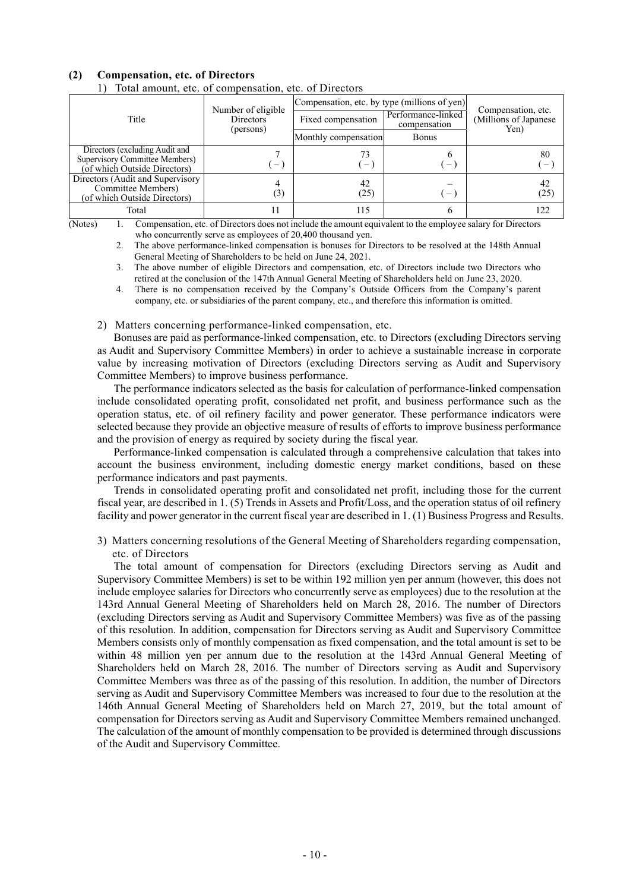## (2) Compensation, etc. of Directors

1) Total amount, etc. of compensation, etc. of Directors

| Title | Number of eligible Directors (persons) | Compensation, etc. by type (millions of yen) | | Compensation, etc. (Millions of Japanese Yen) |
|---|---|---|---|---|
| | | Fixed compensation | Performance-linked compensation | |
| | | Monthly compensation | Bonus | |
| Directors (excluding Audit and Supervisory Committee Members) (of which Outside Directors) | 7 (－) | 73 (－) | 6 (－) | 80 (－) |
| Directors (Audit and Supervisory Committee Members) (of which Outside Directors) | 4 (3) | 42 (25) | － (－) | 42 (25) |
| Total | 11 | 115 | 6 | 122 |

(Notes)
1. Compensation, etc. of Directors does not include the amount equivalent to the employee salary for Directors who concurrently serve as employees of 20,400 thousand yen.
2. The above performance-linked compensation is bonuses for Directors to be resolved at the 148th Annual General Meeting of Shareholders to be held on June 24, 2021.
3. The above number of eligible Directors and compensation, etc. of Directors include two Directors who retired at the conclusion of the 147th Annual General Meeting of Shareholders held on June 23, 2020.
4. There is no compensation received by the Company's Outside Officers from the Company's parent company, etc. or subsidiaries of the parent company, etc., and therefore this information is omitted.

2) Matters concerning performance-linked compensation, etc.

Bonuses are paid as performance-linked compensation, etc. to Directors (excluding Directors serving as Audit and Supervisory Committee Members) in order to achieve a sustainable increase in corporate value by increasing motivation of Directors (excluding Directors serving as Audit and Supervisory Committee Members) to improve business performance.

The performance indicators selected as the basis for calculation of performance-linked compensation include consolidated operating profit, consolidated net profit, and business performance such as the operation status, etc. of oil refinery facility and power generator. These performance indicators were selected because they provide an objective measure of results of efforts to improve business performance and the provision of energy as required by society during the fiscal year.

Performance-linked compensation is calculated through a comprehensive calculation that takes into account the business environment, including domestic energy market conditions, based on these performance indicators and past payments.

Trends in consolidated operating profit and consolidated net profit, including those for the current fiscal year, are described in 1. (5) Trends in Assets and Profit/Loss, and the operation status of oil refinery facility and power generator in the current fiscal year are described in 1. (1) Business Progress and Results.

3) Matters concerning resolutions of the General Meeting of Shareholders regarding compensation, etc. of Directors

The total amount of compensation for Directors (excluding Directors serving as Audit and Supervisory Committee Members) is set to be within 192 million yen per annum (however, this does not include employee salaries for Directors who concurrently serve as employees) due to the resolution at the 143rd Annual General Meeting of Shareholders held on March 28, 2016. The number of Directors (excluding Directors serving as Audit and Supervisory Committee Members) was five as of the passing of this resolution. In addition, compensation for Directors serving as Audit and Supervisory Committee Members consists only of monthly compensation as fixed compensation, and the total amount is set to be within 48 million yen per annum due to the resolution at the 143rd Annual General Meeting of Shareholders held on March 28, 2016. The number of Directors serving as Audit and Supervisory Committee Members was three as of the passing of this resolution. In addition, the number of Directors serving as Audit and Supervisory Committee Members was increased to four due to the resolution at the 146th Annual General Meeting of Shareholders held on March 27, 2019, but the total amount of compensation for Directors serving as Audit and Supervisory Committee Members remained unchanged. The calculation of the amount of monthly compensation to be provided is determined through discussions of the Audit and Supervisory Committee.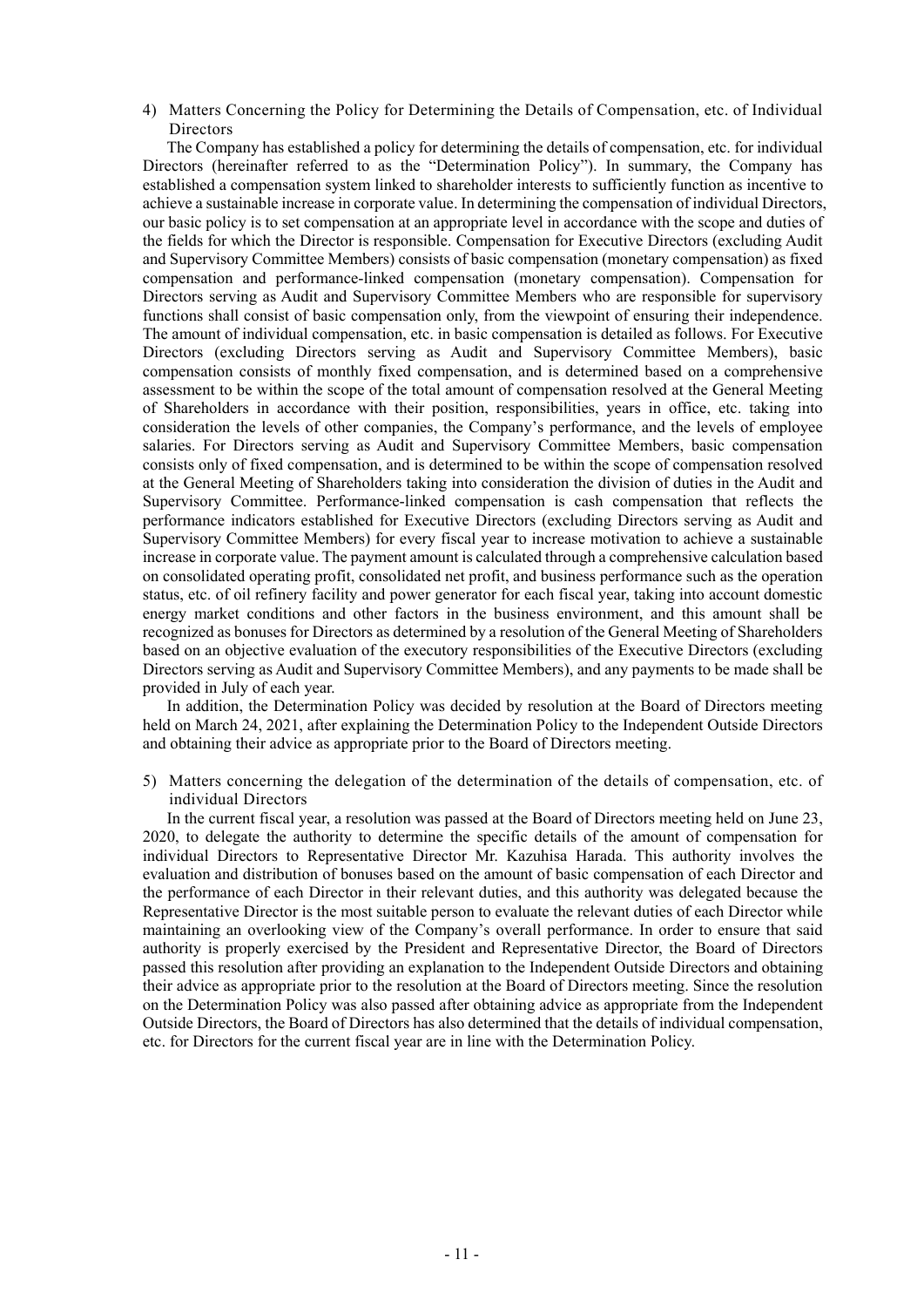4) Matters Concerning the Policy for Determining the Details of Compensation, etc. of Individual Directors

The Company has established a policy for determining the details of compensation, etc. for individual Directors (hereinafter referred to as the "Determination Policy"). In summary, the Company has established a compensation system linked to shareholder interests to sufficiently function as incentive to achieve a sustainable increase in corporate value. In determining the compensation of individual Directors, our basic policy is to set compensation at an appropriate level in accordance with the scope and duties of the fields for which the Director is responsible. Compensation for Executive Directors (excluding Audit and Supervisory Committee Members) consists of basic compensation (monetary compensation) as fixed compensation and performance-linked compensation (monetary compensation). Compensation for Directors serving as Audit and Supervisory Committee Members who are responsible for supervisory functions shall consist of basic compensation only, from the viewpoint of ensuring their independence. The amount of individual compensation, etc. in basic compensation is detailed as follows. For Executive Directors (excluding Directors serving as Audit and Supervisory Committee Members), basic compensation consists of monthly fixed compensation, and is determined based on a comprehensive assessment to be within the scope of the total amount of compensation resolved at the General Meeting of Shareholders in accordance with their position, responsibilities, years in office, etc. taking into consideration the levels of other companies, the Company's performance, and the levels of employee salaries. For Directors serving as Audit and Supervisory Committee Members, basic compensation consists only of fixed compensation, and is determined to be within the scope of compensation resolved at the General Meeting of Shareholders taking into consideration the division of duties in the Audit and Supervisory Committee. Performance-linked compensation is cash compensation that reflects the performance indicators established for Executive Directors (excluding Directors serving as Audit and Supervisory Committee Members) for every fiscal year to increase motivation to achieve a sustainable increase in corporate value. The payment amount is calculated through a comprehensive calculation based on consolidated operating profit, consolidated net profit, and business performance such as the operation status, etc. of oil refinery facility and power generator for each fiscal year, taking into account domestic energy market conditions and other factors in the business environment, and this amount shall be recognized as bonuses for Directors as determined by a resolution of the General Meeting of Shareholders based on an objective evaluation of the executory responsibilities of the Executive Directors (excluding Directors serving as Audit and Supervisory Committee Members), and any payments to be made shall be provided in July of each year.

In addition, the Determination Policy was decided by resolution at the Board of Directors meeting held on March 24, 2021, after explaining the Determination Policy to the Independent Outside Directors and obtaining their advice as appropriate prior to the Board of Directors meeting.

5) Matters concerning the delegation of the determination of the details of compensation, etc. of individual Directors

In the current fiscal year, a resolution was passed at the Board of Directors meeting held on June 23, 2020, to delegate the authority to determine the specific details of the amount of compensation for individual Directors to Representative Director Mr. Kazuhisa Harada. This authority involves the evaluation and distribution of bonuses based on the amount of basic compensation of each Director and the performance of each Director in their relevant duties, and this authority was delegated because the Representative Director is the most suitable person to evaluate the relevant duties of each Director while maintaining an overlooking view of the Company's overall performance. In order to ensure that said authority is properly exercised by the President and Representative Director, the Board of Directors passed this resolution after providing an explanation to the Independent Outside Directors and obtaining their advice as appropriate prior to the resolution at the Board of Directors meeting. Since the resolution on the Determination Policy was also passed after obtaining advice as appropriate from the Independent Outside Directors, the Board of Directors has also determined that the details of individual compensation, etc. for Directors for the current fiscal year are in line with the Determination Policy.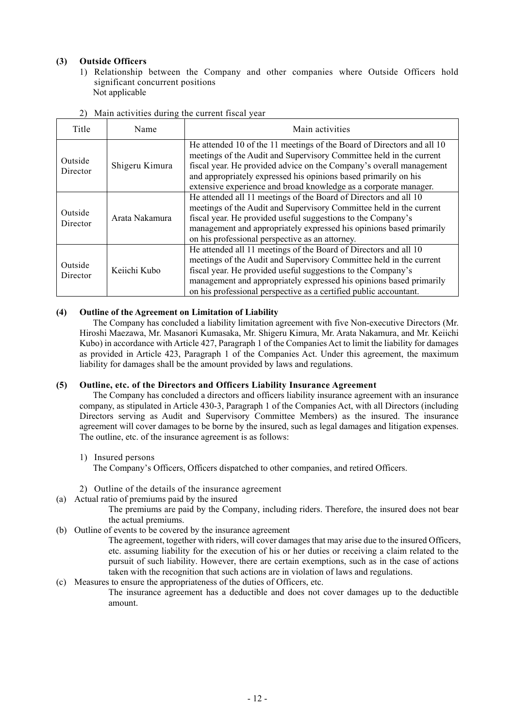### (3) Outside Officers

1) Relationship between the Company and other companies where Outside Officers hold significant concurrent positions
Not applicable

2) Main activities during the current fiscal year

| Title | Name | Main activities |
|---|---|---|
| Outside Director | Shigeru Kimura | He attended 10 of the 11 meetings of the Board of Directors and all 10 meetings of the Audit and Supervisory Committee held in the current fiscal year. He provided advice on the Company's overall management and appropriately expressed his opinions based primarily on his extensive experience and broad knowledge as a corporate manager. |
| Outside Director | Arata Nakamura | He attended all 11 meetings of the Board of Directors and all 10 meetings of the Audit and Supervisory Committee held in the current fiscal year. He provided useful suggestions to the Company's management and appropriately expressed his opinions based primarily on his professional perspective as an attorney. |
| Outside Director | Keiichi Kubo | He attended all 11 meetings of the Board of Directors and all 10 meetings of the Audit and Supervisory Committee held in the current fiscal year. He provided useful suggestions to the Company's management and appropriately expressed his opinions based primarily on his professional perspective as a certified public accountant. |

### (4) Outline of the Agreement on Limitation of Liability

The Company has concluded a liability limitation agreement with five Non-executive Directors (Mr. Hiroshi Maezawa, Mr. Masanori Kumasaka, Mr. Shigeru Kimura, Mr. Arata Nakamura, and Mr. Keiichi Kubo) in accordance with Article 427, Paragraph 1 of the Companies Act to limit the liability for damages as provided in Article 423, Paragraph 1 of the Companies Act. Under this agreement, the maximum liability for damages shall be the amount provided by laws and regulations.

### (5) Outline, etc. of the Directors and Officers Liability Insurance Agreement

The Company has concluded a directors and officers liability insurance agreement with an insurance company, as stipulated in Article 430-3, Paragraph 1 of the Companies Act, with all Directors (including Directors serving as Audit and Supervisory Committee Members) as the insured. The insurance agreement will cover damages to be borne by the insured, such as legal damages and litigation expenses. The outline, etc. of the insurance agreement is as follows:

1) Insured persons
The Company's Officers, Officers dispatched to other companies, and retired Officers.

2) Outline of the details of the insurance agreement

(a) Actual ratio of premiums paid by the insured
The premiums are paid by the Company, including riders. Therefore, the insured does not bear the actual premiums.

(b) Outline of events to be covered by the insurance agreement
The agreement, together with riders, will cover damages that may arise due to the insured Officers, etc. assuming liability for the execution of his or her duties or receiving a claim related to the pursuit of such liability. However, there are certain exemptions, such as in the case of actions taken with the recognition that such actions are in violation of laws and regulations.

(c) Measures to ensure the appropriateness of the duties of Officers, etc.
The insurance agreement has a deductible and does not cover damages up to the deductible amount.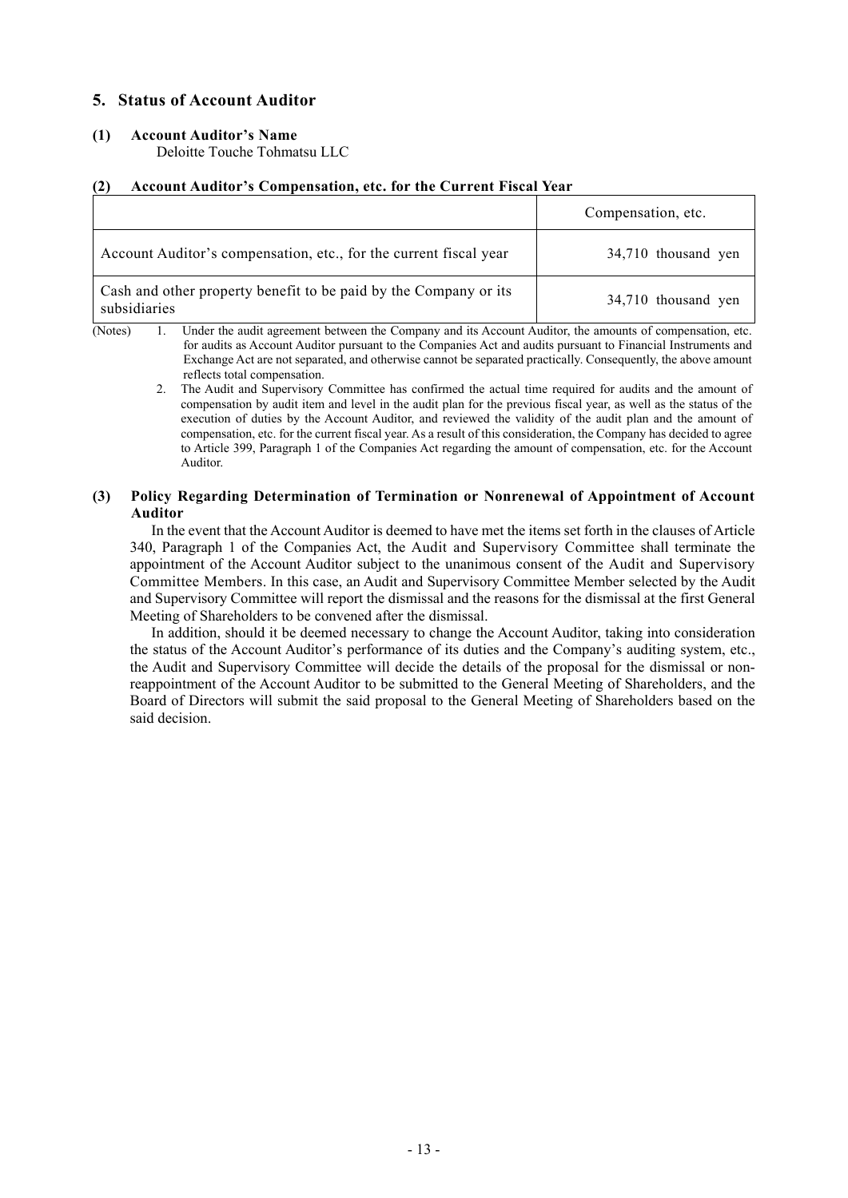## 5. Status of Account Auditor

### (1) Account Auditor's Name

Deloitte Touche Tohmatsu LLC

### (2) Account Auditor's Compensation, etc. for the Current Fiscal Year

| | Compensation, etc. |
|---|---|
| Account Auditor's compensation, etc., for the current fiscal year | 34,710 thousand yen |
| Cash and other property benefit to be paid by the Company or its subsidiaries | 34,710 thousand yen |

(Notes)

1. Under the audit agreement between the Company and its Account Auditor, the amounts of compensation, etc. for audits as Account Auditor pursuant to the Companies Act and audits pursuant to Financial Instruments and Exchange Act are not separated, and otherwise cannot be separated practically. Consequently, the above amount reflects total compensation.
2. The Audit and Supervisory Committee has confirmed the actual time required for audits and the amount of compensation by audit item and level in the audit plan for the previous fiscal year, as well as the status of the execution of duties by the Account Auditor, and reviewed the validity of the audit plan and the amount of compensation, etc. for the current fiscal year. As a result of this consideration, the Company has decided to agree to Article 399, Paragraph 1 of the Companies Act regarding the amount of compensation, etc. for the Account Auditor.

### (3) Policy Regarding Determination of Termination or Nonrenewal of Appointment of Account Auditor

In the event that the Account Auditor is deemed to have met the items set forth in the clauses of Article 340, Paragraph 1 of the Companies Act, the Audit and Supervisory Committee shall terminate the appointment of the Account Auditor subject to the unanimous consent of the Audit and Supervisory Committee Members. In this case, an Audit and Supervisory Committee Member selected by the Audit and Supervisory Committee will report the dismissal and the reasons for the dismissal at the first General Meeting of Shareholders to be convened after the dismissal.

In addition, should it be deemed necessary to change the Account Auditor, taking into consideration the status of the Account Auditor's performance of its duties and the Company's auditing system, etc., the Audit and Supervisory Committee will decide the details of the proposal for the dismissal or non-reappointment of the Account Auditor to be submitted to the General Meeting of Shareholders, and the Board of Directors will submit the said proposal to the General Meeting of Shareholders based on the said decision.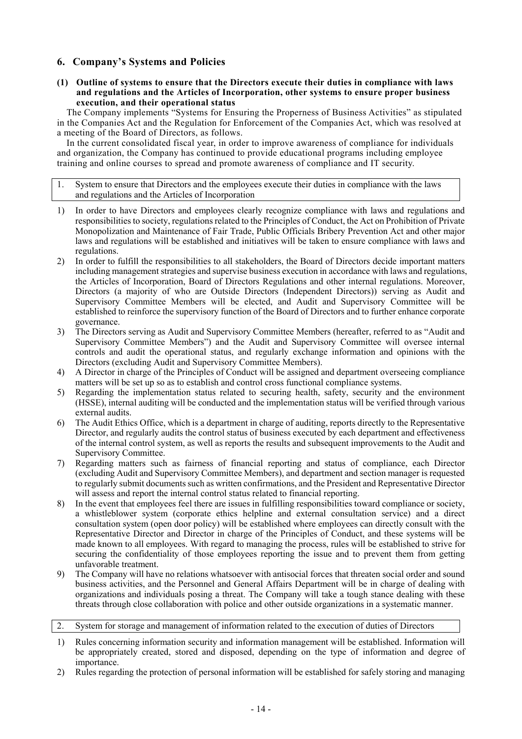## 6. Company's Systems and Policies

**(1) Outline of systems to ensure that the Directors execute their duties in compliance with laws and regulations and the Articles of Incorporation, other systems to ensure proper business execution, and their operational status**

The Company implements "Systems for Ensuring the Properness of Business Activities" as stipulated in the Companies Act and the Regulation for Enforcement of the Companies Act, which was resolved at a meeting of the Board of Directors, as follows.

In the current consolidated fiscal year, in order to improve awareness of compliance for individuals and organization, the Company has continued to provide educational programs including employee training and online courses to spread and promote awareness of compliance and IT security.

1. System to ensure that Directors and the employees execute their duties in compliance with the laws and regulations and the Articles of Incorporation

1) In order to have Directors and employees clearly recognize compliance with laws and regulations and responsibilities to society, regulations related to the Principles of Conduct, the Act on Prohibition of Private Monopolization and Maintenance of Fair Trade, Public Officials Bribery Prevention Act and other major laws and regulations will be established and initiatives will be taken to ensure compliance with laws and regulations.
2) In order to fulfill the responsibilities to all stakeholders, the Board of Directors decide important matters including management strategies and supervise business execution in accordance with laws and regulations, the Articles of Incorporation, Board of Directors Regulations and other internal regulations. Moreover, Directors (a majority of who are Outside Directors (Independent Directors)) serving as Audit and Supervisory Committee Members will be elected, and Audit and Supervisory Committee will be established to reinforce the supervisory function of the Board of Directors and to further enhance corporate governance.
3) The Directors serving as Audit and Supervisory Committee Members (hereafter, referred to as "Audit and Supervisory Committee Members") and the Audit and Supervisory Committee will oversee internal controls and audit the operational status, and regularly exchange information and opinions with the Directors (excluding Audit and Supervisory Committee Members).
4) A Director in charge of the Principles of Conduct will be assigned and department overseeing compliance matters will be set up so as to establish and control cross functional compliance systems.
5) Regarding the implementation status related to securing health, safety, security and the environment (HSSE), internal auditing will be conducted and the implementation status will be verified through various external audits.
6) The Audit Ethics Office, which is a department in charge of auditing, reports directly to the Representative Director, and regularly audits the control status of business executed by each department and effectiveness of the internal control system, as well as reports the results and subsequent improvements to the Audit and Supervisory Committee.
7) Regarding matters such as fairness of financial reporting and status of compliance, each Director (excluding Audit and Supervisory Committee Members), and department and section manager is requested to regularly submit documents such as written confirmations, and the President and Representative Director will assess and report the internal control status related to financial reporting.
8) In the event that employees feel there are issues in fulfilling responsibilities toward compliance or society, a whistleblower system (corporate ethics helpline and external consultation service) and a direct consultation system (open door policy) will be established where employees can directly consult with the Representative Director and Director in charge of the Principles of Conduct, and these systems will be made known to all employees. With regard to managing the process, rules will be established to strive for securing the confidentiality of those employees reporting the issue and to prevent them from getting unfavorable treatment.
9) The Company will have no relations whatsoever with antisocial forces that threaten social order and sound business activities, and the Personnel and General Affairs Department will be in charge of dealing with organizations and individuals posing a threat. The Company will take a tough stance dealing with these threats through close collaboration with police and other outside organizations in a systematic manner.

2. System for storage and management of information related to the execution of duties of Directors

1) Rules concerning information security and information management will be established. Information will be appropriately created, stored and disposed, depending on the type of information and degree of importance.
2) Rules regarding the protection of personal information will be established for safely storing and managing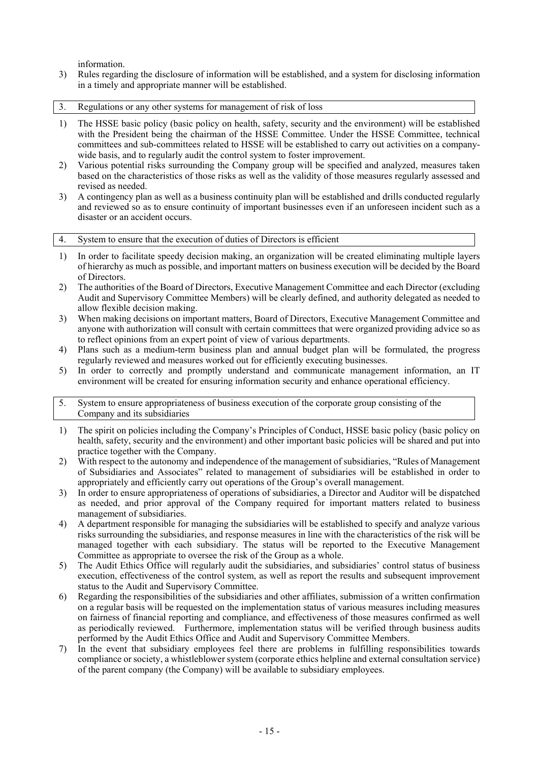information.

3) Rules regarding the disclosure of information will be established, and a system for disclosing information in a timely and appropriate manner will be established.

### 3. Regulations or any other systems for management of risk of loss

1) The HSSE basic policy (basic policy on health, safety, security and the environment) will be established with the President being the chairman of the HSSE Committee. Under the HSSE Committee, technical committees and sub-committees related to HSSE will be established to carry out activities on a company-wide basis, and to regularly audit the control system to foster improvement.
2) Various potential risks surrounding the Company group will be specified and analyzed, measures taken based on the characteristics of those risks as well as the validity of those measures regularly assessed and revised as needed.
3) A contingency plan as well as a business continuity plan will be established and drills conducted regularly and reviewed so as to ensure continuity of important businesses even if an unforeseen incident such as a disaster or an accident occurs.

### 4. System to ensure that the execution of duties of Directors is efficient

1) In order to facilitate speedy decision making, an organization will be created eliminating multiple layers of hierarchy as much as possible, and important matters on business execution will be decided by the Board of Directors.
2) The authorities of the Board of Directors, Executive Management Committee and each Director (excluding Audit and Supervisory Committee Members) will be clearly defined, and authority delegated as needed to allow flexible decision making.
3) When making decisions on important matters, Board of Directors, Executive Management Committee and anyone with authorization will consult with certain committees that were organized providing advice so as to reflect opinions from an expert point of view of various departments.
4) Plans such as a medium-term business plan and annual budget plan will be formulated, the progress regularly reviewed and measures worked out for efficiently executing businesses.
5) In order to correctly and promptly understand and communicate management information, an IT environment will be created for ensuring information security and enhance operational efficiency.

### 5. System to ensure appropriateness of business execution of the corporate group consisting of the Company and its subsidiaries

1) The spirit on policies including the Company's Principles of Conduct, HSSE basic policy (basic policy on health, safety, security and the environment) and other important basic policies will be shared and put into practice together with the Company.
2) With respect to the autonomy and independence of the management of subsidiaries, "Rules of Management of Subsidiaries and Associates" related to management of subsidiaries will be established in order to appropriately and efficiently carry out operations of the Group's overall management.
3) In order to ensure appropriateness of operations of subsidiaries, a Director and Auditor will be dispatched as needed, and prior approval of the Company required for important matters related to business management of subsidiaries.
4) A department responsible for managing the subsidiaries will be established to specify and analyze various risks surrounding the subsidiaries, and response measures in line with the characteristics of the risk will be managed together with each subsidiary. The status will be reported to the Executive Management Committee as appropriate to oversee the risk of the Group as a whole.
5) The Audit Ethics Office will regularly audit the subsidiaries, and subsidiaries' control status of business execution, effectiveness of the control system, as well as report the results and subsequent improvement status to the Audit and Supervisory Committee.
6) Regarding the responsibilities of the subsidiaries and other affiliates, submission of a written confirmation on a regular basis will be requested on the implementation status of various measures including measures on fairness of financial reporting and compliance, and effectiveness of those measures confirmed as well as periodically reviewed. Furthermore, implementation status will be verified through business audits performed by the Audit Ethics Office and Audit and Supervisory Committee Members.
7) In the event that subsidiary employees feel there are problems in fulfilling responsibilities towards compliance or society, a whistleblower system (corporate ethics helpline and external consultation service) of the parent company (the Company) will be available to subsidiary employees.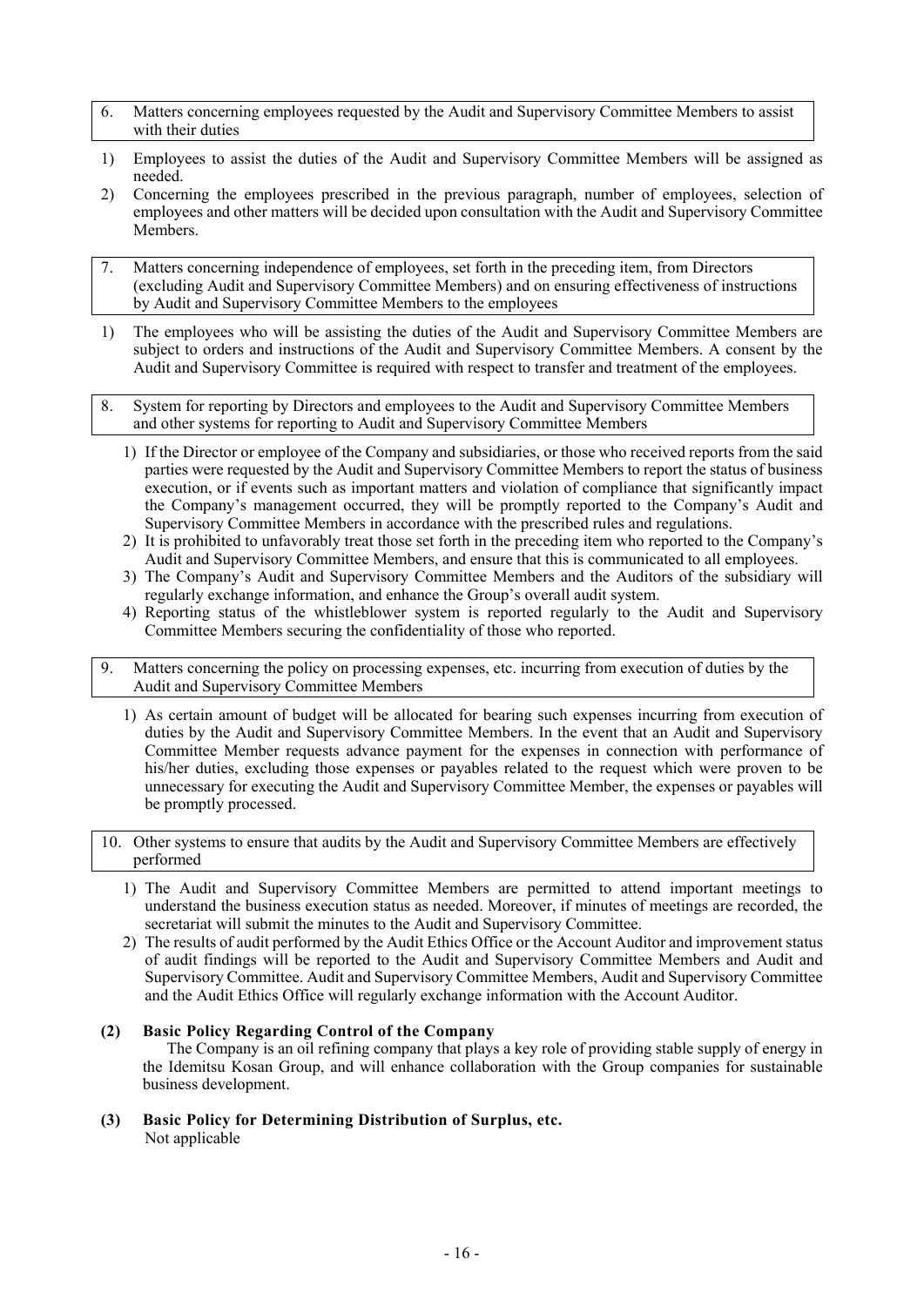### 6. Matters concerning employees requested by the Audit and Supervisory Committee Members to assist with their duties

1) Employees to assist the duties of the Audit and Supervisory Committee Members will be assigned as needed.
2) Concerning the employees prescribed in the previous paragraph, number of employees, selection of employees and other matters will be decided upon consultation with the Audit and Supervisory Committee Members.

### 7. Matters concerning independence of employees, set forth in the preceding item, from Directors (excluding Audit and Supervisory Committee Members) and on ensuring effectiveness of instructions by Audit and Supervisory Committee Members to the employees

1) The employees who will be assisting the duties of the Audit and Supervisory Committee Members are subject to orders and instructions of the Audit and Supervisory Committee Members. A consent by the Audit and Supervisory Committee is required with respect to transfer and treatment of the employees.

### 8. System for reporting by Directors and employees to the Audit and Supervisory Committee Members and other systems for reporting to Audit and Supervisory Committee Members

1) If the Director or employee of the Company and subsidiaries, or those who received reports from the said parties were requested by the Audit and Supervisory Committee Members to report the status of business execution, or if events such as important matters and violation of compliance that significantly impact the Company's management occurred, they will be promptly reported to the Company's Audit and Supervisory Committee Members in accordance with the prescribed rules and regulations.
2) It is prohibited to unfavorably treat those set forth in the preceding item who reported to the Company's Audit and Supervisory Committee Members, and ensure that this is communicated to all employees.
3) The Company's Audit and Supervisory Committee Members and the Auditors of the subsidiary will regularly exchange information, and enhance the Group's overall audit system.
4) Reporting status of the whistleblower system is reported regularly to the Audit and Supervisory Committee Members securing the confidentiality of those who reported.

### 9. Matters concerning the policy on processing expenses, etc. incurring from execution of duties by the Audit and Supervisory Committee Members

1) As certain amount of budget will be allocated for bearing such expenses incurring from execution of duties by the Audit and Supervisory Committee Members. In the event that an Audit and Supervisory Committee Member requests advance payment for the expenses in connection with performance of his/her duties, excluding those expenses or payables related to the request which were proven to be unnecessary for executing the Audit and Supervisory Committee Member, the expenses or payables will be promptly processed.

### 10. Other systems to ensure that audits by the Audit and Supervisory Committee Members are effectively performed

1) The Audit and Supervisory Committee Members are permitted to attend important meetings to understand the business execution status as needed. Moreover, if minutes of meetings are recorded, the secretariat will submit the minutes to the Audit and Supervisory Committee.
2) The results of audit performed by the Audit Ethics Office or the Account Auditor and improvement status of audit findings will be reported to the Audit and Supervisory Committee Members and Audit and Supervisory Committee. Audit and Supervisory Committee Members, Audit and Supervisory Committee and the Audit Ethics Office will regularly exchange information with the Account Auditor.

## (2) Basic Policy Regarding Control of the Company

The Company is an oil refining company that plays a key role of providing stable supply of energy in the Idemitsu Kosan Group, and will enhance collaboration with the Group companies for sustainable business development.

## (3) Basic Policy for Determining Distribution of Surplus, etc.

Not applicable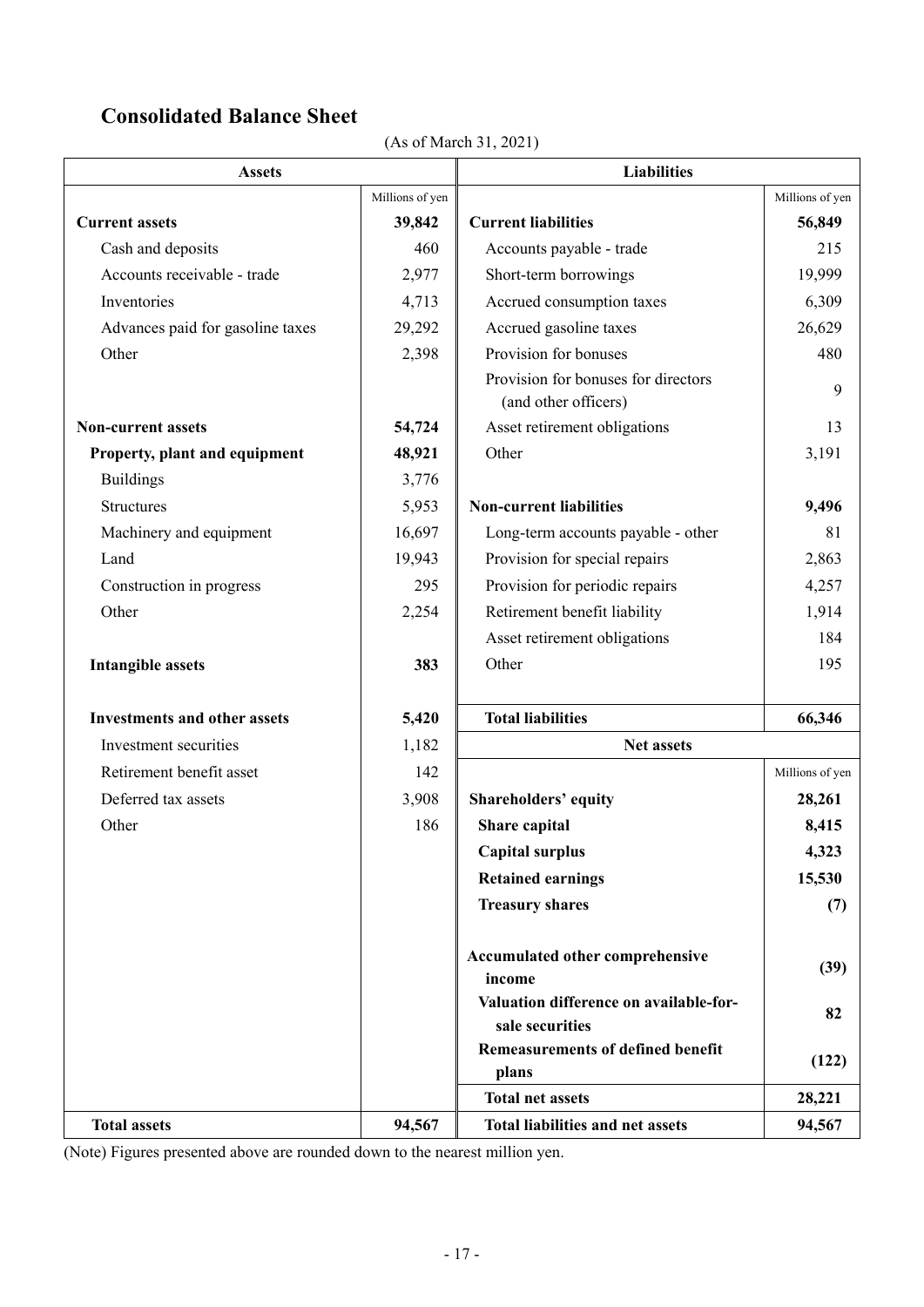# Consolidated Balance Sheet

(As of March 31, 2021)

| Assets | Millions of yen | Liabilities | Millions of yen |
|---|---|---|---|
| **Current assets** | **39,842** | **Current liabilities** | **56,849** |
| Cash and deposits | 460 | Accounts payable - trade | 215 |
| Accounts receivable - trade | 2,977 | Short-term borrowings | 19,999 |
| Inventories | 4,713 | Accrued consumption taxes | 6,309 |
| Advances paid for gasoline taxes | 29,292 | Accrued gasoline taxes | 26,629 |
| Other | 2,398 | Provision for bonuses | 480 |
| | | Provision for bonuses for directors (and other officers) | 9 |
| **Non-current assets** | **54,724** | Asset retirement obligations | 13 |
| **Property, plant and equipment** | **48,921** | Other | 3,191 |
| Buildings | 3,776 | | |
| Structures | 5,953 | **Non-current liabilities** | **9,496** |
| Machinery and equipment | 16,697 | Long-term accounts payable - other | 81 |
| Land | 19,943 | Provision for special repairs | 2,863 |
| Construction in progress | 295 | Provision for periodic repairs | 4,257 |
| Other | 2,254 | Retirement benefit liability | 1,914 |
| | | Asset retirement obligations | 184 |
| **Intangible assets** | **383** | Other | 195 |
| **Investments and other assets** | **5,420** | **Total liabilities** | **66,346** |
| Investment securities | 1,182 | **Net assets** | Millions of yen |
| Retirement benefit asset | 142 | | |
| Deferred tax assets | 3,908 | **Shareholders' equity** | **28,261** |
| Other | 186 | **Share capital** | **8,415** |
| | | **Capital surplus** | **4,323** |
| | | **Retained earnings** | **15,530** |
| | | **Treasury shares** | **(7)** |
| | | **Accumulated other comprehensive income** | **(39)** |
| | | **Valuation difference on available-for-sale securities** | **82** |
| | | **Remeasurements of defined benefit plans** | **(122)** |
| | | **Total net assets** | **28,221** |
| **Total assets** | **94,567** | **Total liabilities and net assets** | **94,567** |

(Note) Figures presented above are rounded down to the nearest million yen.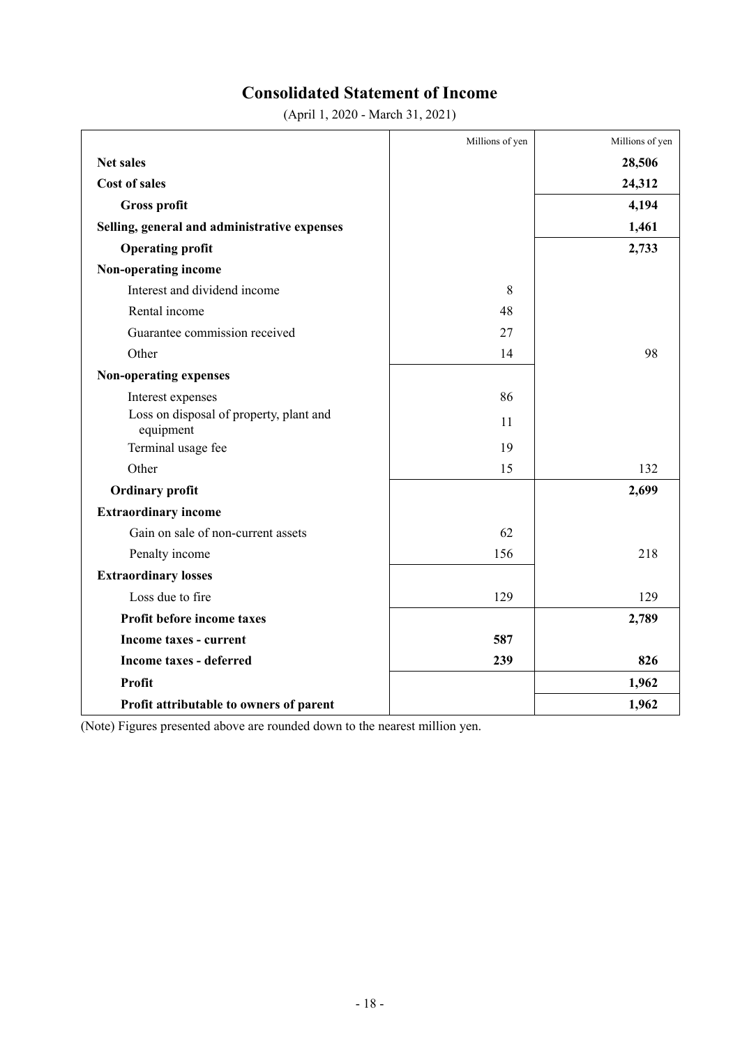# Consolidated Statement of Income

(April 1, 2020 - March 31, 2021)

| | Millions of yen | Millions of yen |
|---|---|---|
| **Net sales** | | **28,506** |
| **Cost of sales** | | **24,312** |
| **Gross profit** | | **4,194** |
| **Selling, general and administrative expenses** | | **1,461** |
| **Operating profit** | | **2,733** |
| **Non-operating income** | | |
| Interest and dividend income | 8 | |
| Rental income | 48 | |
| Guarantee commission received | 27 | |
| Other | 14 | 98 |
| **Non-operating expenses** | | |
| Interest expenses | 86 | |
| Loss on disposal of property, plant and equipment | 11 | |
| Terminal usage fee | 19 | |
| Other | 15 | 132 |
| **Ordinary profit** | | **2,699** |
| **Extraordinary income** | | |
| Gain on sale of non-current assets | 62 | |
| Penalty income | 156 | 218 |
| **Extraordinary losses** | | |
| Loss due to fire | 129 | 129 |
| **Profit before income taxes** | | **2,789** |
| **Income taxes - current** | **587** | |
| **Income taxes - deferred** | **239** | **826** |
| **Profit** | | **1,962** |
| **Profit attributable to owners of parent** | | **1,962** |

(Note) Figures presented above are rounded down to the nearest million yen.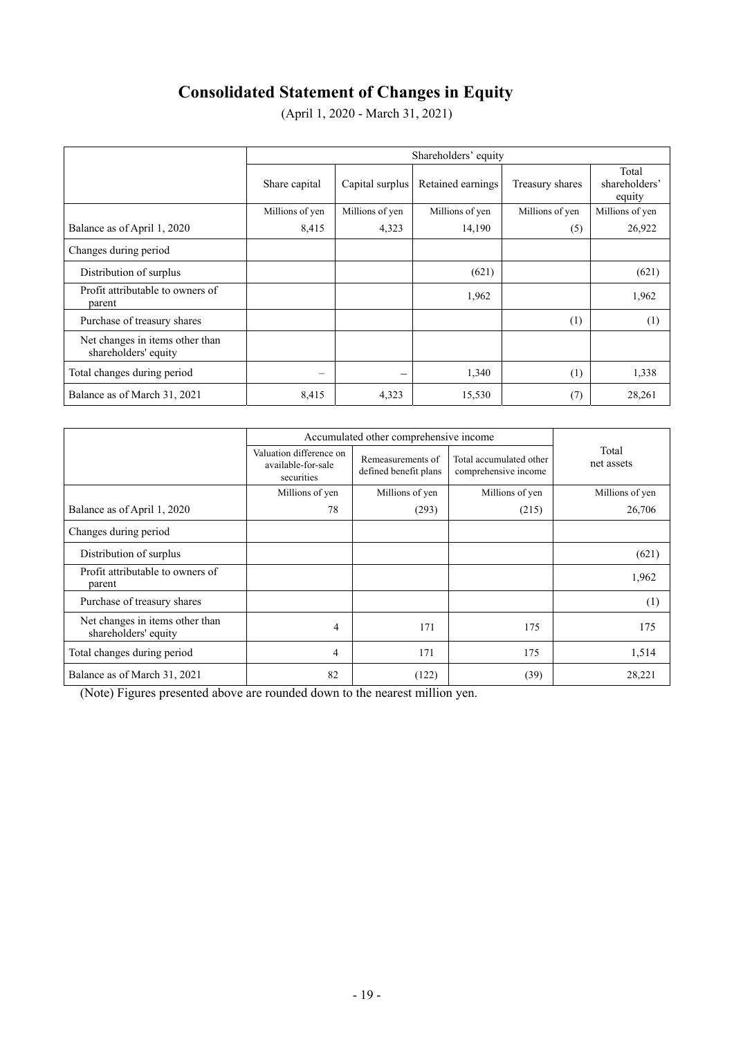# Consolidated Statement of Changes in Equity

(April 1, 2020 - March 31, 2021)

| | Shareholders' equity | | | | |
|---|---|---|---|---|---|
| | Share capital | Capital surplus | Retained earnings | Treasury shares | Total shareholders' equity |
| | Millions of yen | Millions of yen | Millions of yen | Millions of yen | Millions of yen |
| Balance as of April 1, 2020 | 8,415 | 4,323 | 14,190 | (5) | 26,922 |
| Changes during period | | | | | |
| Distribution of surplus | | | (621) | | (621) |
| Profit attributable to owners of parent | | | 1,962 | | 1,962 |
| Purchase of treasury shares | | | | (1) | (1) |
| Net changes in items other than shareholders' equity | | | | | |
| Total changes during period | – | – | 1,340 | (1) | 1,338 |
| Balance as of March 31, 2021 | 8,415 | 4,323 | 15,530 | (7) | 28,261 |

| | Accumulated other comprehensive income | | | Total net assets |
|---|---|---|---|---|
| | Valuation difference on available-for-sale securities | Remeasurements of defined benefit plans | Total accumulated other comprehensive income | |
| | Millions of yen | Millions of yen | Millions of yen | Millions of yen |
| Balance as of April 1, 2020 | 78 | (293) | (215) | 26,706 |
| Changes during period | | | | |
| Distribution of surplus | | | | (621) |
| Profit attributable to owners of parent | | | | 1,962 |
| Purchase of treasury shares | | | | (1) |
| Net changes in items other than shareholders' equity | 4 | 171 | 175 | 175 |
| Total changes during period | 4 | 171 | 175 | 1,514 |
| Balance as of March 31, 2021 | 82 | (122) | (39) | 28,221 |

(Note) Figures presented above are rounded down to the nearest million yen.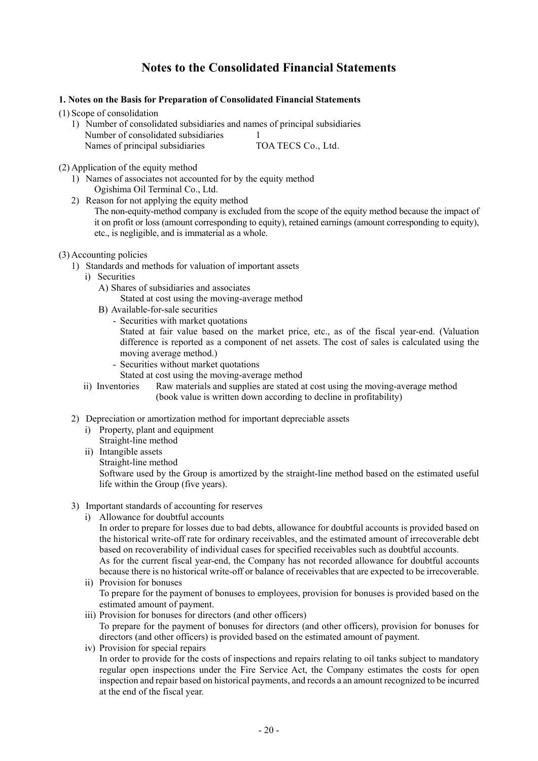# Notes to the Consolidated Financial Statements

## 1. Notes on the Basis for Preparation of Consolidated Financial Statements

(1) Scope of consolidation

1) Number of consolidated subsidiaries and names of principal subsidiaries

| | |
|---|---|
| Number of consolidated subsidiaries | 1 |
| Names of principal subsidiaries | TOA TECS Co., Ltd. |

(2) Application of the equity method

1) Names of associates not accounted for by the equity method
   Ogishima Oil Terminal Co., Ltd.

2) Reason for not applying the equity method
   The non-equity-method company is excluded from the scope of the equity method because the impact of it on profit or loss (amount corresponding to equity), retained earnings (amount corresponding to equity), etc., is negligible, and is immaterial as a whole.

(3) Accounting policies

1) Standards and methods for valuation of important assets

   i) Securities

      A) Shares of subsidiaries and associates
         Stated at cost using the moving-average method

      B) Available-for-sale securities
         - Securities with market quotations
           Stated at fair value based on the market price, etc., as of the fiscal year-end. (Valuation difference is reported as a component of net assets. The cost of sales is calculated using the moving average method.)
         - Securities without market quotations
           Stated at cost using the moving-average method

   ii) Inventories Raw materials and supplies are stated at cost using the moving-average method (book value is written down according to decline in profitability)

2) Depreciation or amortization method for important depreciable assets

   i) Property, plant and equipment
      Straight-line method

   ii) Intangible assets
      Straight-line method
      Software used by the Group is amortized by the straight-line method based on the estimated useful life within the Group (five years).

3) Important standards of accounting for reserves

   i) Allowance for doubtful accounts
      In order to prepare for losses due to bad debts, allowance for doubtful accounts is provided based on the historical write-off rate for ordinary receivables, and the estimated amount of irrecoverable debt based on recoverability of individual cases for specified receivables such as doubtful accounts.
      As for the current fiscal year-end, the Company has not recorded allowance for doubtful accounts because there is no historical write-off or balance of receivables that are expected to be irrecoverable.

   ii) Provision for bonuses
      To prepare for the payment of bonuses to employees, provision for bonuses is provided based on the estimated amount of payment.

   iii) Provision for bonuses for directors (and other officers)
      To prepare for the payment of bonuses for directors (and other officers), provision for bonuses for directors (and other officers) is provided based on the estimated amount of payment.

   iv) Provision for special repairs
      In order to provide for the costs of inspections and repairs relating to oil tanks subject to mandatory regular open inspections under the Fire Service Act, the Company estimates the costs for open inspection and repair based on historical payments, and records a an amount recognized to be incurred at the end of the fiscal year.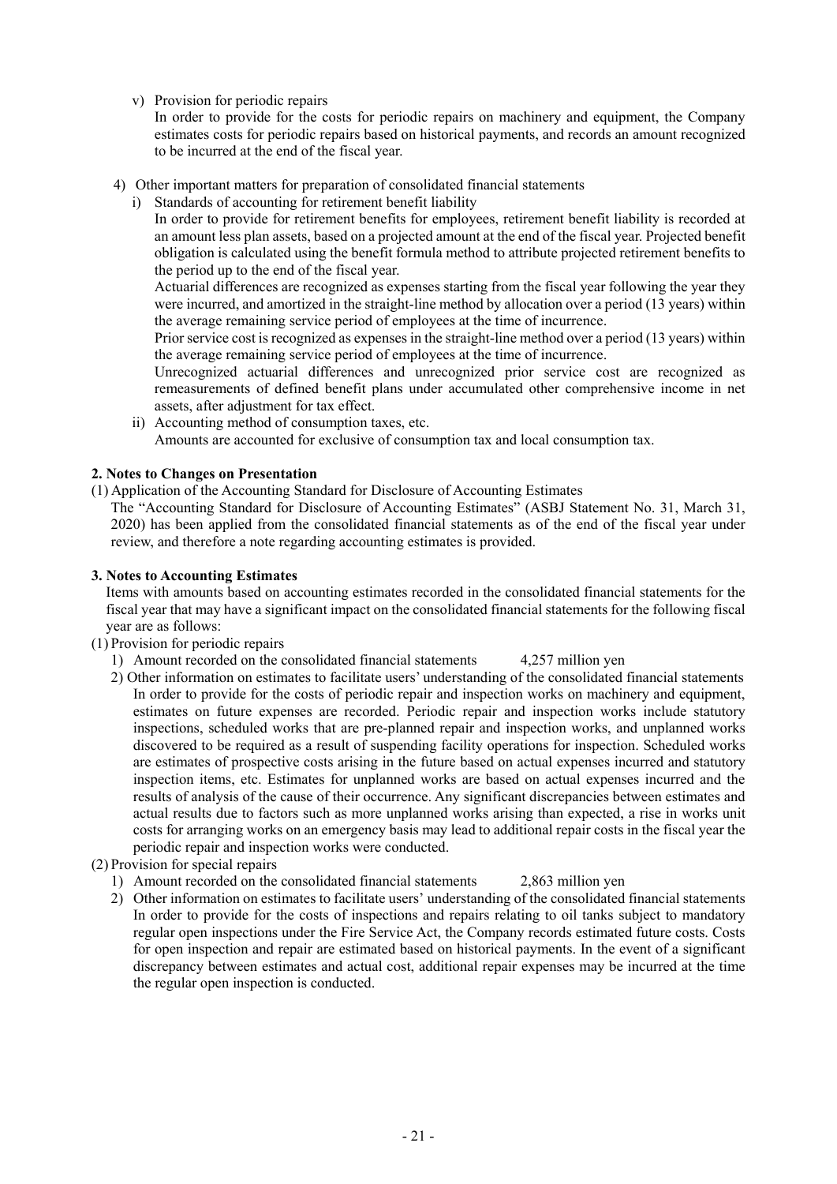v) Provision for periodic repairs

In order to provide for the costs for periodic repairs on machinery and equipment, the Company estimates costs for periodic repairs based on historical payments, and records an amount recognized to be incurred at the end of the fiscal year.

4) Other important matters for preparation of consolidated financial statements

i) Standards of accounting for retirement benefit liability

In order to provide for retirement benefits for employees, retirement benefit liability is recorded at an amount less plan assets, based on a projected amount at the end of the fiscal year. Projected benefit obligation is calculated using the benefit formula method to attribute projected retirement benefits to the period up to the end of the fiscal year.

Actuarial differences are recognized as expenses starting from the fiscal year following the year they were incurred, and amortized in the straight-line method by allocation over a period (13 years) within the average remaining service period of employees at the time of incurrence.

Prior service cost is recognized as expenses in the straight-line method over a period (13 years) within the average remaining service period of employees at the time of incurrence.

Unrecognized actuarial differences and unrecognized prior service cost are recognized as remeasurements of defined benefit plans under accumulated other comprehensive income in net assets, after adjustment for tax effect.

ii) Accounting method of consumption taxes, etc.

Amounts are accounted for exclusive of consumption tax and local consumption tax.

**2. Notes to Changes on Presentation**

(1) Application of the Accounting Standard for Disclosure of Accounting Estimates

The "Accounting Standard for Disclosure of Accounting Estimates" (ASBJ Statement No. 31, March 31, 2020) has been applied from the consolidated financial statements as of the end of the fiscal year under review, and therefore a note regarding accounting estimates is provided.

**3. Notes to Accounting Estimates**

Items with amounts based on accounting estimates recorded in the consolidated financial statements for the fiscal year that may have a significant impact on the consolidated financial statements for the following fiscal year are as follows:

(1) Provision for periodic repairs

1) Amount recorded on the consolidated financial statements 4,257 million yen

2) Other information on estimates to facilitate users' understanding of the consolidated financial statements

In order to provide for the costs of periodic repair and inspection works on machinery and equipment, estimates on future expenses are recorded. Periodic repair and inspection works include statutory inspections, scheduled works that are pre-planned repair and inspection works, and unplanned works discovered to be required as a result of suspending facility operations for inspection. Scheduled works are estimates of prospective costs arising in the future based on actual expenses incurred and statutory inspection items, etc. Estimates for unplanned works are based on actual expenses incurred and the results of analysis of the cause of their occurrence. Any significant discrepancies between estimates and actual results due to factors such as more unplanned works arising than expected, a rise in works unit costs for arranging works on an emergency basis may lead to additional repair costs in the fiscal year the periodic repair and inspection works were conducted.

(2) Provision for special repairs

1) Amount recorded on the consolidated financial statements 2,863 million yen

2) Other information on estimates to facilitate users' understanding of the consolidated financial statements

In order to provide for the costs of inspections and repairs relating to oil tanks subject to mandatory regular open inspections under the Fire Service Act, the Company records estimated future costs. Costs for open inspection and repair are estimated based on historical payments. In the event of a significant discrepancy between estimates and actual cost, additional repair expenses may be incurred at the time the regular open inspection is conducted.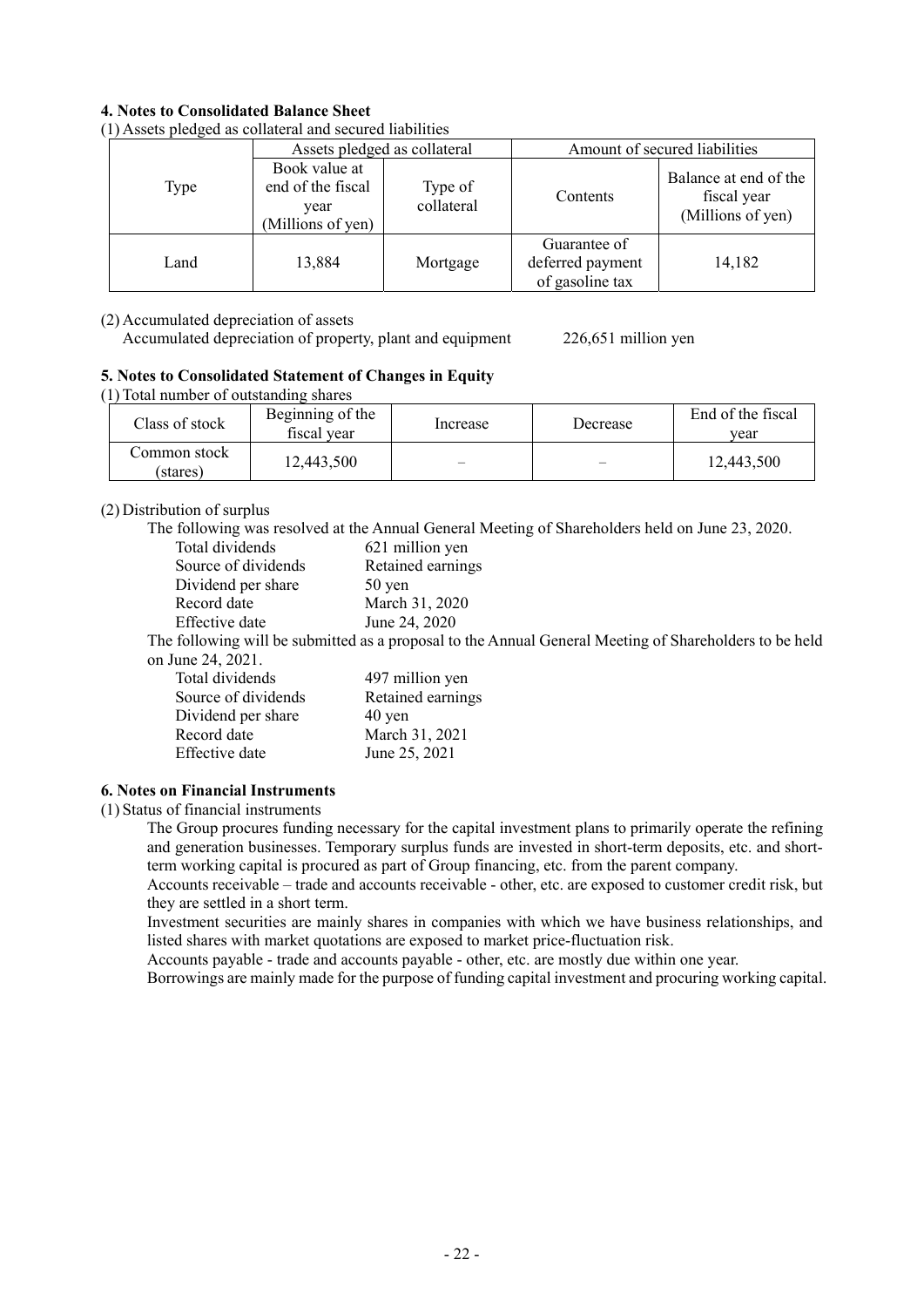### 4. Notes to Consolidated Balance Sheet

(1) Assets pledged as collateral and secured liabilities

| Type | Assets pledged as collateral | | Amount of secured liabilities | |
|---|---|---|---|---|
| | Book value at end of the fiscal year (Millions of yen) | Type of collateral | Contents | Balance at end of the fiscal year (Millions of yen) |
| Land | 13,884 | Mortgage | Guarantee of deferred payment of gasoline tax | 14,182 |

(2) Accumulated depreciation of assets

Accumulated depreciation of property, plant and equipment 226,651 million yen

### 5. Notes to Consolidated Statement of Changes in Equity

(1) Total number of outstanding shares

| Class of stock | Beginning of the fiscal year | Increase | Decrease | End of the fiscal year |
|---|---|---|---|---|
| Common stock (stares) | 12,443,500 | – | – | 12,443,500 |

(2) Distribution of surplus

The following was resolved at the Annual General Meeting of Shareholders held on June 23, 2020.

| | |
|---|---|
| Total dividends | 621 million yen |
| Source of dividends | Retained earnings |
| Dividend per share | 50 yen |
| Record date | March 31, 2020 |
| Effective date | June 24, 2020 |

The following will be submitted as a proposal to the Annual General Meeting of Shareholders to be held on June 24, 2021.

| | |
|---|---|
| Total dividends | 497 million yen |
| Source of dividends | Retained earnings |
| Dividend per share | 40 yen |
| Record date | March 31, 2021 |
| Effective date | June 25, 2021 |

### 6. Notes on Financial Instruments

(1) Status of financial instruments

The Group procures funding necessary for the capital investment plans to primarily operate the refining and generation businesses. Temporary surplus funds are invested in short-term deposits, etc. and short-term working capital is procured as part of Group financing, etc. from the parent company.

Accounts receivable – trade and accounts receivable - other, etc. are exposed to customer credit risk, but they are settled in a short term.

Investment securities are mainly shares in companies with which we have business relationships, and listed shares with market quotations are exposed to market price-fluctuation risk.

Accounts payable - trade and accounts payable - other, etc. are mostly due within one year.

Borrowings are mainly made for the purpose of funding capital investment and procuring working capital.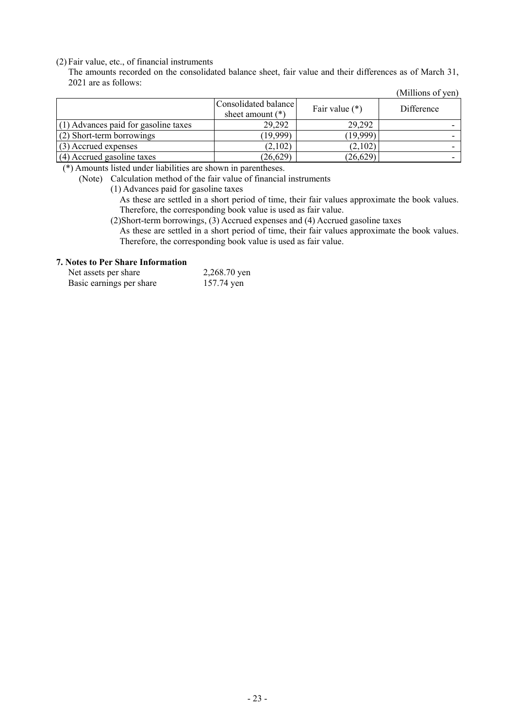(2) Fair value, etc., of financial instruments

The amounts recorded on the consolidated balance sheet, fair value and their differences as of March 31, 2021 are as follows:

(Millions of yen)

| | Consolidated balance sheet amount (*) | Fair value (*) | Difference |
|---|---|---|---|
| (1) Advances paid for gasoline taxes | 29,292 | 29,292 | - |
| (2) Short-term borrowings | (19,999) | (19,999) | - |
| (3) Accrued expenses | (2,102) | (2,102) | - |
| (4) Accrued gasoline taxes | (26,629) | (26,629) | - |

(*) Amounts listed under liabilities are shown in parentheses.

(Note) Calculation method of the fair value of financial instruments

(1) Advances paid for gasoline taxes

As these are settled in a short period of time, their fair values approximate the book values. Therefore, the corresponding book value is used as fair value.

(2)Short-term borrowings, (3) Accrued expenses and (4) Accrued gasoline taxes

As these are settled in a short period of time, their fair values approximate the book values. Therefore, the corresponding book value is used as fair value.

**7. Notes to Per Share Information**

| | |
|---|---|
| Net assets per share | 2,268.70 yen |
| Basic earnings per share | 157.74 yen |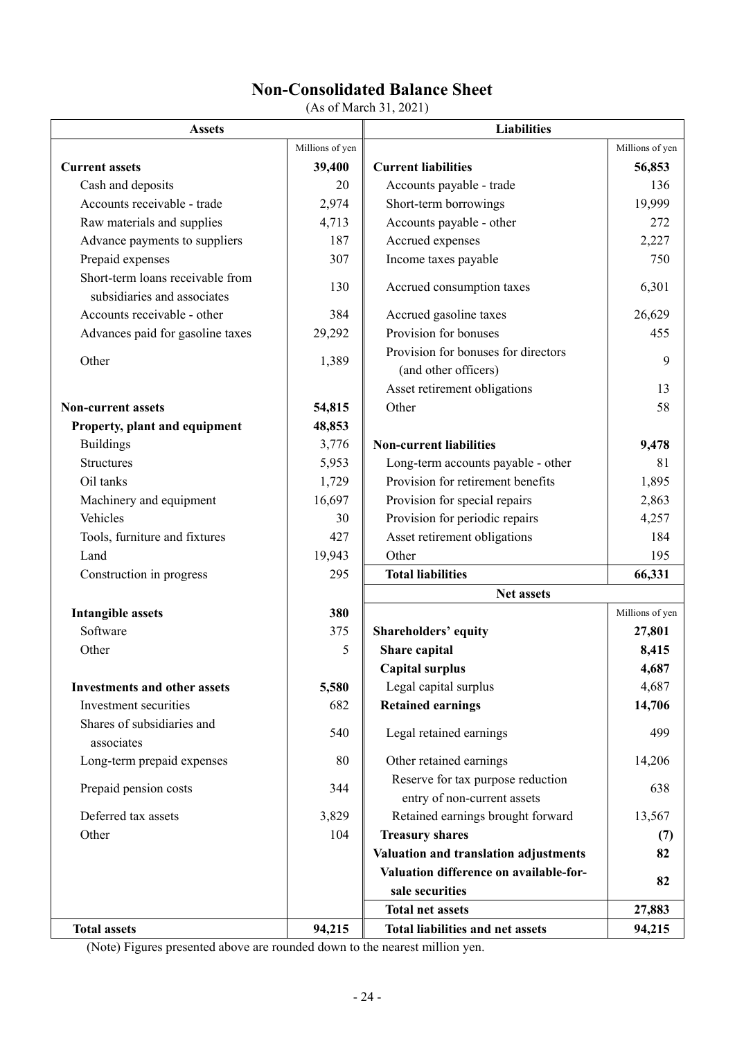# Non-Consolidated Balance Sheet

(As of March 31, 2021)

| Assets | Millions of yen | Liabilities | Millions of yen |
|---|---|---|---|
| **Current assets** | **39,400** | **Current liabilities** | **56,853** |
| Cash and deposits | 20 | Accounts payable - trade | 136 |
| Accounts receivable - trade | 2,974 | Short-term borrowings | 19,999 |
| Raw materials and supplies | 4,713 | Accounts payable - other | 272 |
| Advance payments to suppliers | 187 | Accrued expenses | 2,227 |
| Prepaid expenses | 307 | Income taxes payable | 750 |
| Short-term loans receivable from subsidiaries and associates | 130 | Accrued consumption taxes | 6,301 |
| Accounts receivable - other | 384 | Accrued gasoline taxes | 26,629 |
| Advances paid for gasoline taxes | 29,292 | Provision for bonuses | 455 |
| Other | 1,389 | Provision for bonuses for directors (and other officers) | 9 |
| | | Asset retirement obligations | 13 |
| **Non-current assets** | **54,815** | Other | 58 |
| **Property, plant and equipment** | **48,853** | | |
| Buildings | 3,776 | **Non-current liabilities** | **9,478** |
| Structures | 5,953 | Long-term accounts payable - other | 81 |
| Oil tanks | 1,729 | Provision for retirement benefits | 1,895 |
| Machinery and equipment | 16,697 | Provision for special repairs | 2,863 |
| Vehicles | 30 | Provision for periodic repairs | 4,257 |
| Tools, furniture and fixtures | 427 | Asset retirement obligations | 184 |
| Land | 19,943 | Other | 195 |
| Construction in progress | 295 | **Total liabilities** | **66,331** |
| | | **Net assets** | Millions of yen |
| **Intangible assets** | **380** | | |
| Software | 375 | **Shareholders' equity** | **27,801** |
| Other | 5 | **Share capital** | **8,415** |
| | | **Capital surplus** | **4,687** |
| **Investments and other assets** | **5,580** | Legal capital surplus | 4,687 |
| Investment securities | 682 | **Retained earnings** | **14,706** |
| Shares of subsidiaries and associates | 540 | Legal retained earnings | 499 |
| Long-term prepaid expenses | 80 | Other retained earnings | 14,206 |
| Prepaid pension costs | 344 | Reserve for tax purpose reduction entry of non-current assets | 638 |
| Deferred tax assets | 3,829 | Retained earnings brought forward | 13,567 |
| Other | 104 | **Treasury shares** | **(7)** |
| | | **Valuation and translation adjustments** | **82** |
| | | **Valuation difference on available-for-sale securities** | **82** |
| | | **Total net assets** | **27,883** |
| **Total assets** | **94,215** | **Total liabilities and net assets** | **94,215** |

(Note) Figures presented above are rounded down to the nearest million yen.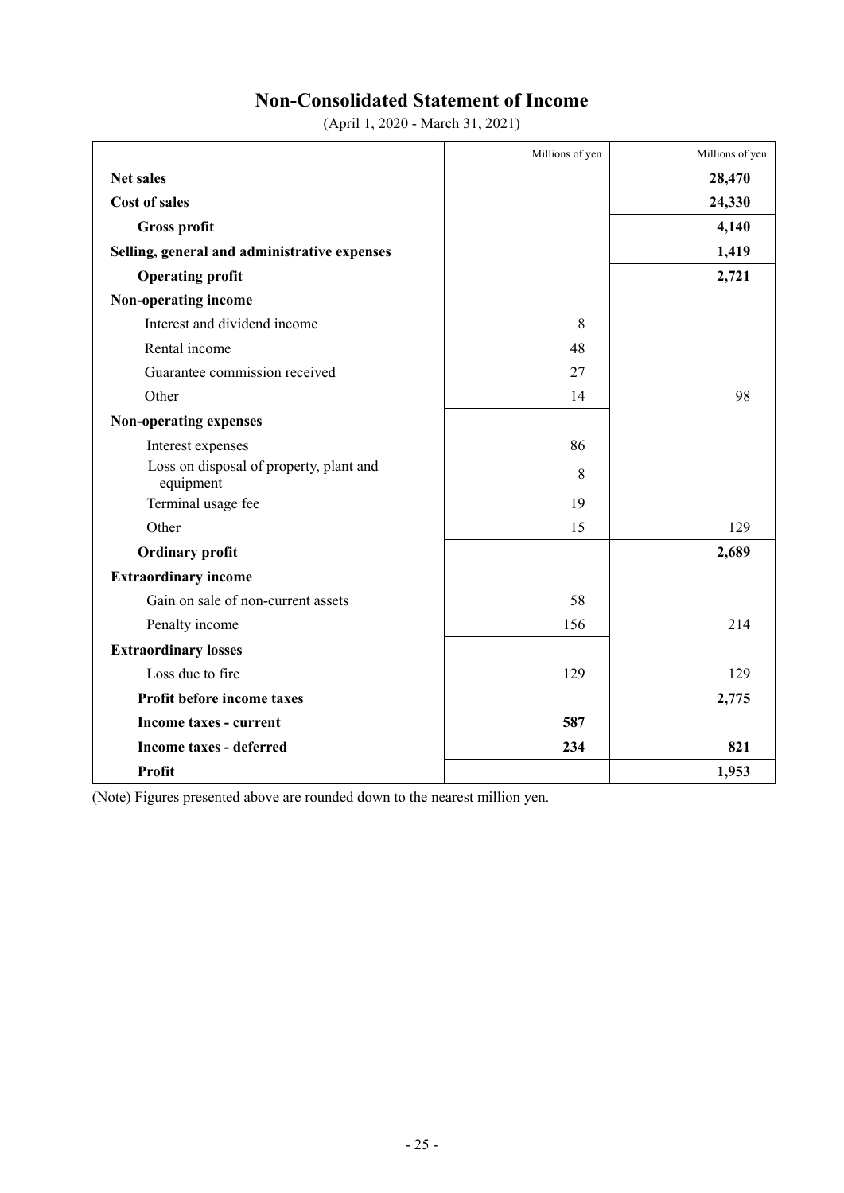# Non-Consolidated Statement of Income

(April 1, 2020 - March 31, 2021)

| | Millions of yen | Millions of yen |
|---|---|---|
| **Net sales** | | **28,470** |
| **Cost of sales** | | **24,330** |
| **Gross profit** | | **4,140** |
| **Selling, general and administrative expenses** | | **1,419** |
| **Operating profit** | | **2,721** |
| **Non-operating income** | | |
| Interest and dividend income | 8 | |
| Rental income | 48 | |
| Guarantee commission received | 27 | |
| Other | 14 | 98 |
| **Non-operating expenses** | | |
| Interest expenses | 86 | |
| Loss on disposal of property, plant and equipment | 8 | |
| Terminal usage fee | 19 | |
| Other | 15 | 129 |
| **Ordinary profit** | | **2,689** |
| **Extraordinary income** | | |
| Gain on sale of non-current assets | 58 | |
| Penalty income | 156 | 214 |
| **Extraordinary losses** | | |
| Loss due to fire | 129 | 129 |
| **Profit before income taxes** | | **2,775** |
| **Income taxes - current** | **587** | |
| **Income taxes - deferred** | **234** | **821** |
| **Profit** | | **1,953** |

(Note) Figures presented above are rounded down to the nearest million yen.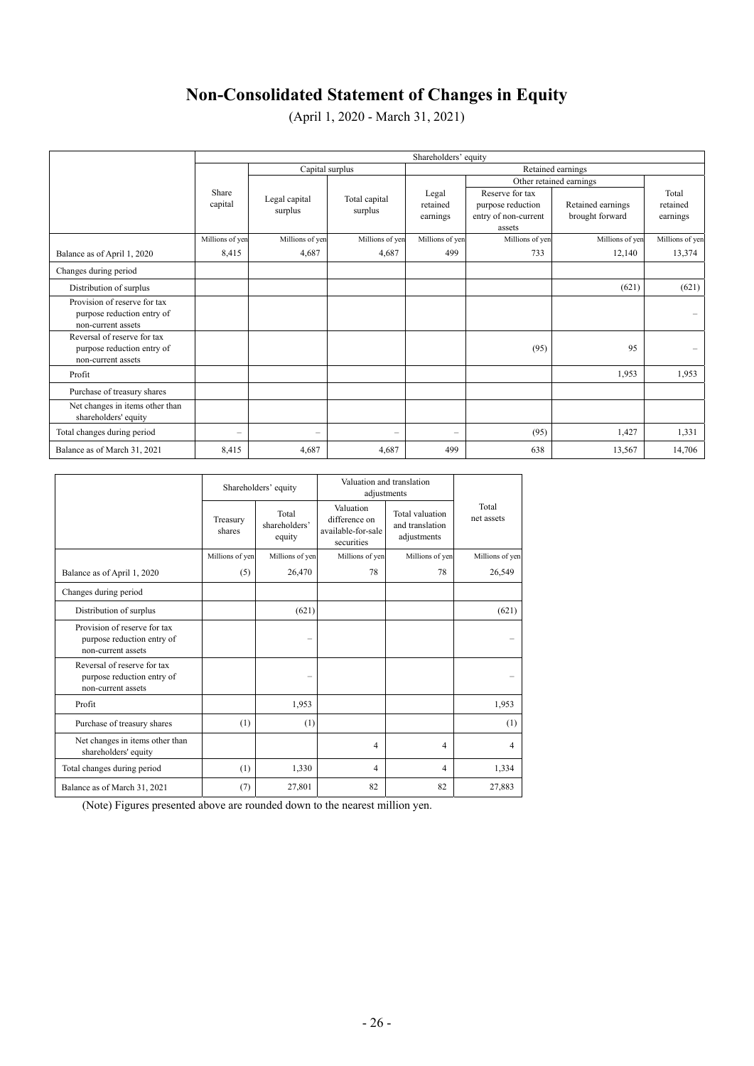# Non-Consolidated Statement of Changes in Equity

(April 1, 2020 - March 31, 2021)

| | Shareholders' equity | | | | | | |
|---|---|---|---|---|---|---|---|
| | | Capital surplus | | Retained earnings | | | |
| | | | | | Other retained earnings | | |
| | Share capital | Legal capital surplus | Total capital surplus | Legal retained earnings | Reserve for tax purpose reduction entry of non-current assets | Retained earnings brought forward | Total retained earnings |
| | Millions of yen | Millions of yen | Millions of yen | Millions of yen | Millions of yen | Millions of yen | Millions of yen |
| Balance as of April 1, 2020 | 8,415 | 4,687 | 4,687 | 499 | 733 | 12,140 | 13,374 |
| Changes during period | | | | | | | |
| Distribution of surplus | | | | | | (621) | (621) |
| Provision of reserve for tax purpose reduction entry of non-current assets | | | | | | | – |
| Reversal of reserve for tax purpose reduction entry of non-current assets | | | | | (95) | 95 | – |
| Profit | | | | | | 1,953 | 1,953 |
| Purchase of treasury shares | | | | | | | |
| Net changes in items other than shareholders' equity | | | | | | | |
| Total changes during period | – | – | – | – | (95) | 1,427 | 1,331 |
| Balance as of March 31, 2021 | 8,415 | 4,687 | 4,687 | 499 | 638 | 13,567 | 14,706 |

| | Shareholders' equity | | Valuation and translation adjustments | | |
|---|---|---|---|---|---|
| | Treasury shares | Total shareholders' equity | Valuation difference on available-for-sale securities | Total valuation and translation adjustments | Total net assets |
| | Millions of yen | Millions of yen | Millions of yen | Millions of yen | Millions of yen |
| Balance as of April 1, 2020 | (5) | 26,470 | 78 | 78 | 26,549 |
| Changes during period | | | | | |
| Distribution of surplus | | (621) | | | (621) |
| Provision of reserve for tax purpose reduction entry of non-current assets | | – | | | – |
| Reversal of reserve for tax purpose reduction entry of non-current assets | | – | | | – |
| Profit | | 1,953 | | | 1,953 |
| Purchase of treasury shares | (1) | (1) | | | (1) |
| Net changes in items other than shareholders' equity | | | 4 | 4 | 4 |
| Total changes during period | (1) | 1,330 | 4 | 4 | 1,334 |
| Balance as of March 31, 2021 | (7) | 27,801 | 82 | 82 | 27,883 |

(Note) Figures presented above are rounded down to the nearest million yen.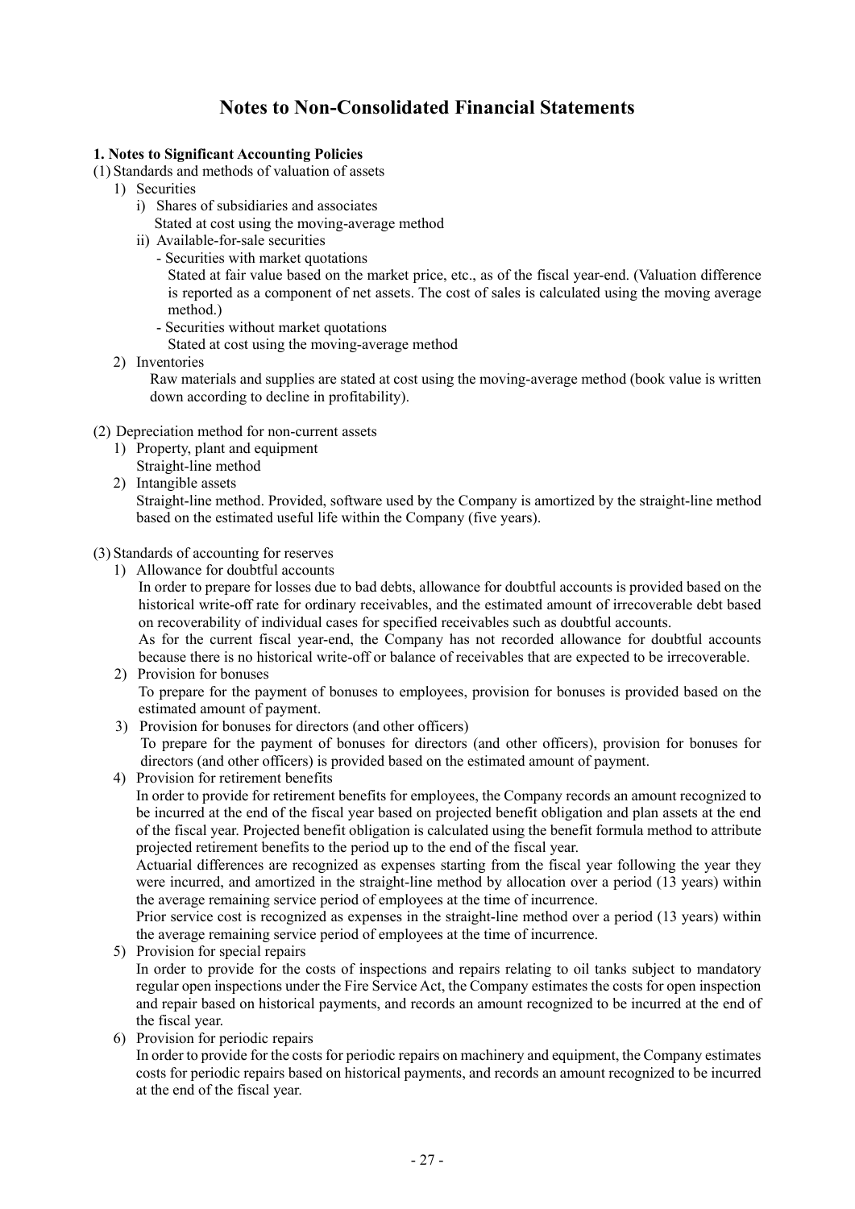# Notes to Non-Consolidated Financial Statements

**1. Notes to Significant Accounting Policies**

(1) Standards and methods of valuation of assets

1) Securities

i) Shares of subsidiaries and associates

Stated at cost using the moving-average method

ii) Available-for-sale securities

- Securities with market quotations

  Stated at fair value based on the market price, etc., as of the fiscal year-end. (Valuation difference is reported as a component of net assets. The cost of sales is calculated using the moving average method.)

- Securities without market quotations

  Stated at cost using the moving-average method

2) Inventories

Raw materials and supplies are stated at cost using the moving-average method (book value is written down according to decline in profitability).

(2) Depreciation method for non-current assets

1) Property, plant and equipment

Straight-line method

2) Intangible assets

Straight-line method. Provided, software used by the Company is amortized by the straight-line method based on the estimated useful life within the Company (five years).

(3) Standards of accounting for reserves

1) Allowance for doubtful accounts

In order to prepare for losses due to bad debts, allowance for doubtful accounts is provided based on the historical write-off rate for ordinary receivables, and the estimated amount of irrecoverable debt based on recoverability of individual cases for specified receivables such as doubtful accounts.

As for the current fiscal year-end, the Company has not recorded allowance for doubtful accounts because there is no historical write-off or balance of receivables that are expected to be irrecoverable.

2) Provision for bonuses

To prepare for the payment of bonuses to employees, provision for bonuses is provided based on the estimated amount of payment.

3) Provision for bonuses for directors (and other officers)

To prepare for the payment of bonuses for directors (and other officers), provision for bonuses for directors (and other officers) is provided based on the estimated amount of payment.

4) Provision for retirement benefits

In order to provide for retirement benefits for employees, the Company records an amount recognized to be incurred at the end of the fiscal year based on projected benefit obligation and plan assets at the end of the fiscal year. Projected benefit obligation is calculated using the benefit formula method to attribute projected retirement benefits to the period up to the end of the fiscal year.

Actuarial differences are recognized as expenses starting from the fiscal year following the year they were incurred, and amortized in the straight-line method by allocation over a period (13 years) within the average remaining service period of employees at the time of incurrence.

Prior service cost is recognized as expenses in the straight-line method over a period (13 years) within the average remaining service period of employees at the time of incurrence.

5) Provision for special repairs

In order to provide for the costs of inspections and repairs relating to oil tanks subject to mandatory regular open inspections under the Fire Service Act, the Company estimates the costs for open inspection and repair based on historical payments, and records an amount recognized to be incurred at the end of the fiscal year.

6) Provision for periodic repairs

In order to provide for the costs for periodic repairs on machinery and equipment, the Company estimates costs for periodic repairs based on historical payments, and records an amount recognized to be incurred at the end of the fiscal year.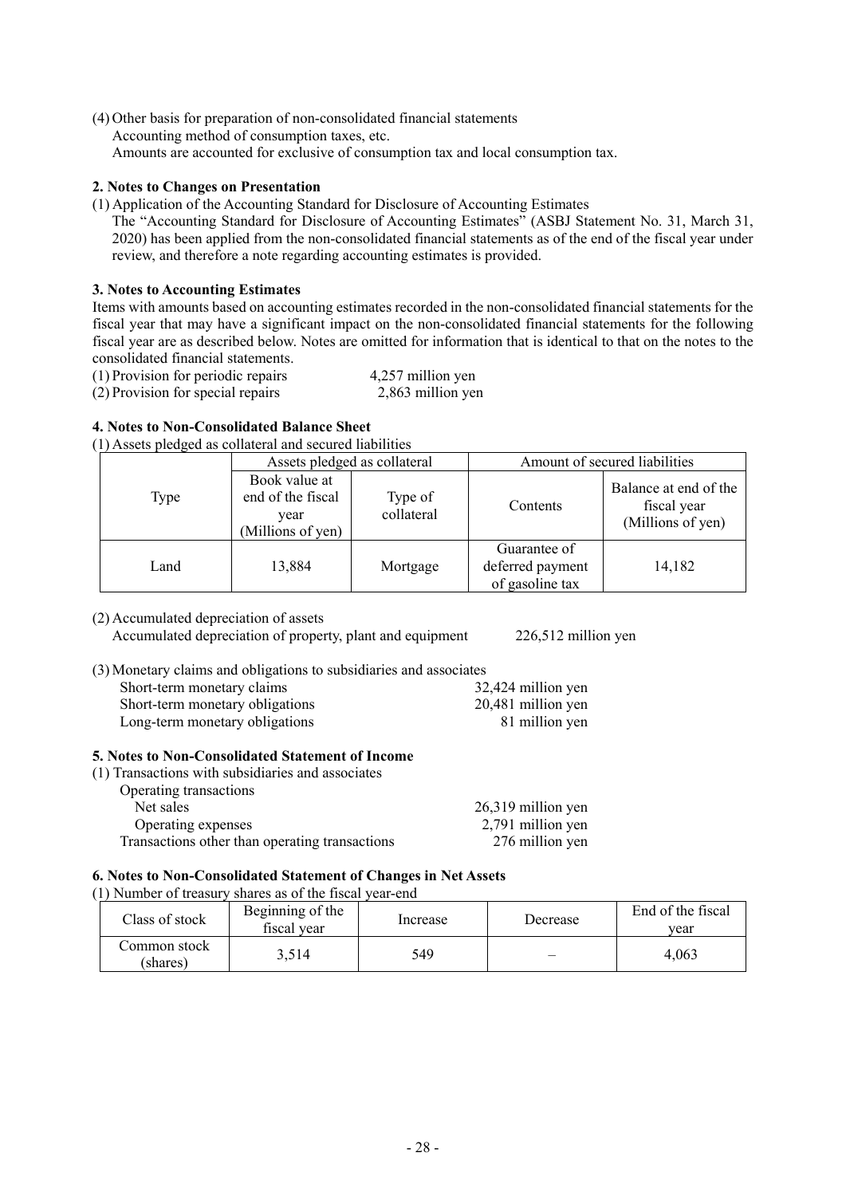(4) Other basis for preparation of non-consolidated financial statements
Accounting method of consumption taxes, etc.
Amounts are accounted for exclusive of consumption tax and local consumption tax.

**2. Notes to Changes on Presentation**

(1) Application of the Accounting Standard for Disclosure of Accounting Estimates
The "Accounting Standard for Disclosure of Accounting Estimates" (ASBJ Statement No. 31, March 31, 2020) has been applied from the non-consolidated financial statements as of the end of the fiscal year under review, and therefore a note regarding accounting estimates is provided.

**3. Notes to Accounting Estimates**

Items with amounts based on accounting estimates recorded in the non-consolidated financial statements for the fiscal year that may have a significant impact on the non-consolidated financial statements for the following fiscal year are as described below. Notes are omitted for information that is identical to that on the notes to the consolidated financial statements.

(1) Provision for periodic repairs 4,257 million yen
(2) Provision for special repairs 2,863 million yen

**4. Notes to Non-Consolidated Balance Sheet**

(1) Assets pledged as collateral and secured liabilities

| Type | Assets pledged as collateral | | Amount of secured liabilities | |
|---|---|---|---|---|
| | Book value at end of the fiscal year (Millions of yen) | Type of collateral | Contents | Balance at end of the fiscal year (Millions of yen) |
| Land | 13,884 | Mortgage | Guarantee of deferred payment of gasoline tax | 14,182 |

(2) Accumulated depreciation of assets
Accumulated depreciation of property, plant and equipment 226,512 million yen

(3) Monetary claims and obligations to subsidiaries and associates

| | |
|---|---|
| Short-term monetary claims | 32,424 million yen |
| Short-term monetary obligations | 20,481 million yen |
| Long-term monetary obligations | 81 million yen |

**5. Notes to Non-Consolidated Statement of Income**

(1) Transactions with subsidiaries and associates

| | |
|---|---|
| Operating transactions | |
| Net sales | 26,319 million yen |
| Operating expenses | 2,791 million yen |
| Transactions other than operating transactions | 276 million yen |

**6. Notes to Non-Consolidated Statement of Changes in Net Assets**

(1) Number of treasury shares as of the fiscal year-end

| Class of stock | Beginning of the fiscal year | Increase | Decrease | End of the fiscal year |
|---|---|---|---|---|
| Common stock (shares) | 3,514 | 549 | – | 4,063 |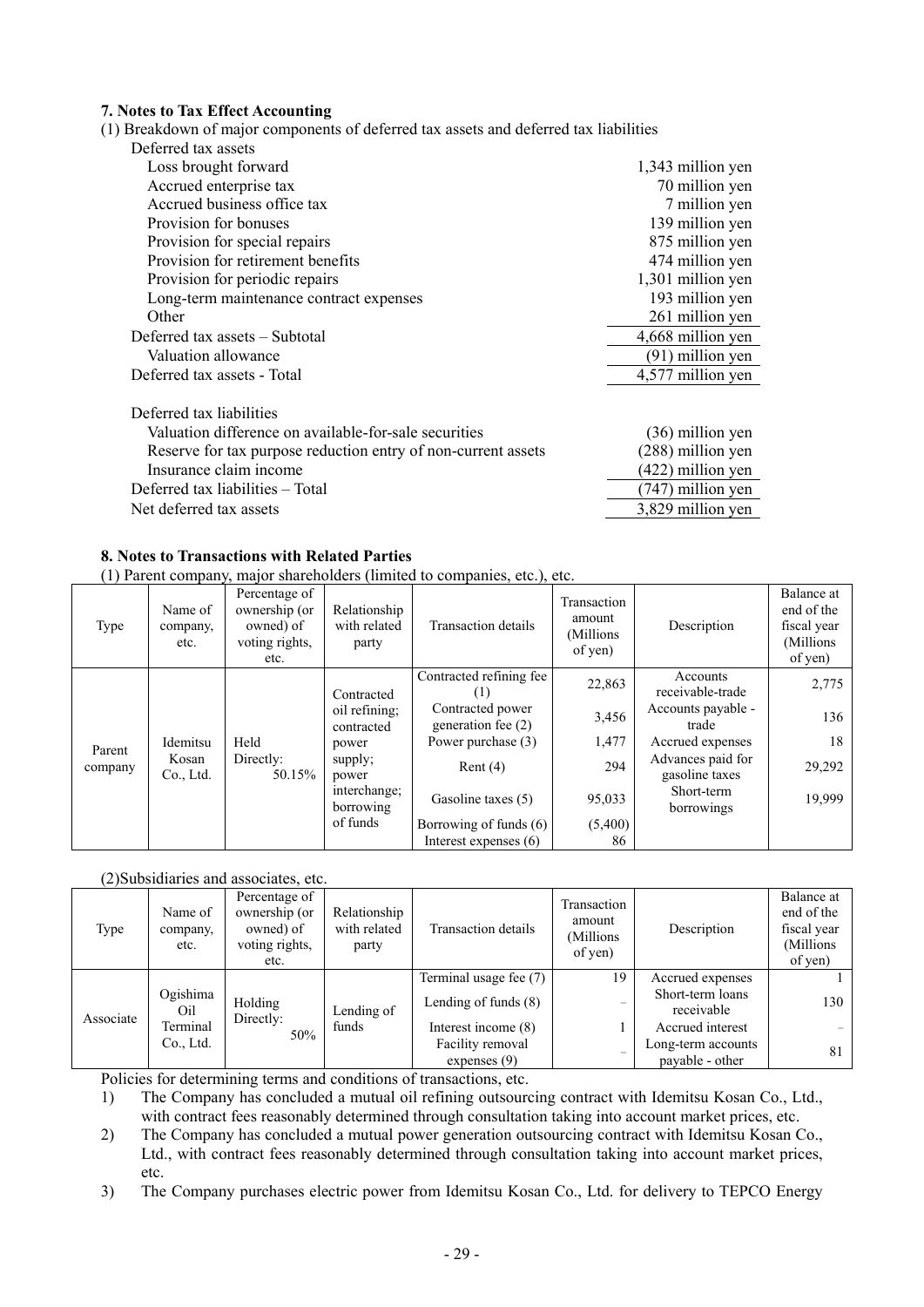### 7. Notes to Tax Effect Accounting

(1) Breakdown of major components of deferred tax assets and deferred tax liabilities

| | |
|---|---|
| Deferred tax assets | |
| Loss brought forward | 1,343 million yen |
| Accrued enterprise tax | 70 million yen |
| Accrued business office tax | 7 million yen |
| Provision for bonuses | 139 million yen |
| Provision for special repairs | 875 million yen |
| Provision for retirement benefits | 474 million yen |
| Provision for periodic repairs | 1,301 million yen |
| Long-term maintenance contract expenses | 193 million yen |
| Other | 261 million yen |
| Deferred tax assets – Subtotal | 4,668 million yen |
| Valuation allowance | (91) million yen |
| Deferred tax assets - Total | 4,577 million yen |
| | |
| Deferred tax liabilities | |
| Valuation difference on available-for-sale securities | (36) million yen |
| Reserve for tax purpose reduction entry of non-current assets | (288) million yen |
| Insurance claim income | (422) million yen |
| Deferred tax liabilities – Total | (747) million yen |
| Net deferred tax assets | 3,829 million yen |

### 8. Notes to Transactions with Related Parties

(1) Parent company, major shareholders (limited to companies, etc.), etc.

| Type | Name of company, etc. | Percentage of ownership (or owned) of voting rights, etc. | Relationship with related party | Transaction details | Transaction amount (Millions of yen) | Description | Balance at end of the fiscal year (Millions of yen) |
|---|---|---|---|---|---|---|---|
| Parent company | Idemitsu Kosan Co., Ltd. | Held Directly: 50.15% | Contracted oil refining; contracted power supply; power interchange; borrowing of funds | Contracted refining fee (1) | 22,863 | Accounts receivable-trade | 2,775 |
| | | | | Contracted power generation fee (2) | 3,456 | Accounts payable - trade | 136 |
| | | | | Power purchase (3) | 1,477 | Accrued expenses | 18 |
| | | | | Rent (4) | 294 | Advances paid for gasoline taxes | 29,292 |
| | | | | Gasoline taxes (5) | 95,033 | Short-term borrowings | 19,999 |
| | | | | Borrowing of funds (6) | (5,400) | | |
| | | | | Interest expenses (6) | 86 | | |

(2)Subsidiaries and associates, etc.

| Type | Name of company, etc. | Percentage of ownership (or owned) of voting rights, etc. | Relationship with related party | Transaction details | Transaction amount (Millions of yen) | Description | Balance at end of the fiscal year (Millions of yen) |
|---|---|---|---|---|---|---|---|
| Associate | Ogishima Oil Terminal Co., Ltd. | Holding Directly: 50% | Lending of funds | Terminal usage fee (7) | 19 | Accrued expenses | 1 |
| | | | | Lending of funds (8) | – | Short-term loans receivable | 130 |
| | | | | Interest income (8) | 1 | Accrued interest | – |
| | | | | Facility removal expenses (9) | – | Long-term accounts payable - other | 81 |

Policies for determining terms and conditions of transactions, etc.

1) The Company has concluded a mutual oil refining outsourcing contract with Idemitsu Kosan Co., Ltd., with contract fees reasonably determined through consultation taking into account market prices, etc.
2) The Company has concluded a mutual power generation outsourcing contract with Idemitsu Kosan Co., Ltd., with contract fees reasonably determined through consultation taking into account market prices, etc.
3) The Company purchases electric power from Idemitsu Kosan Co., Ltd. for delivery to TEPCO Energy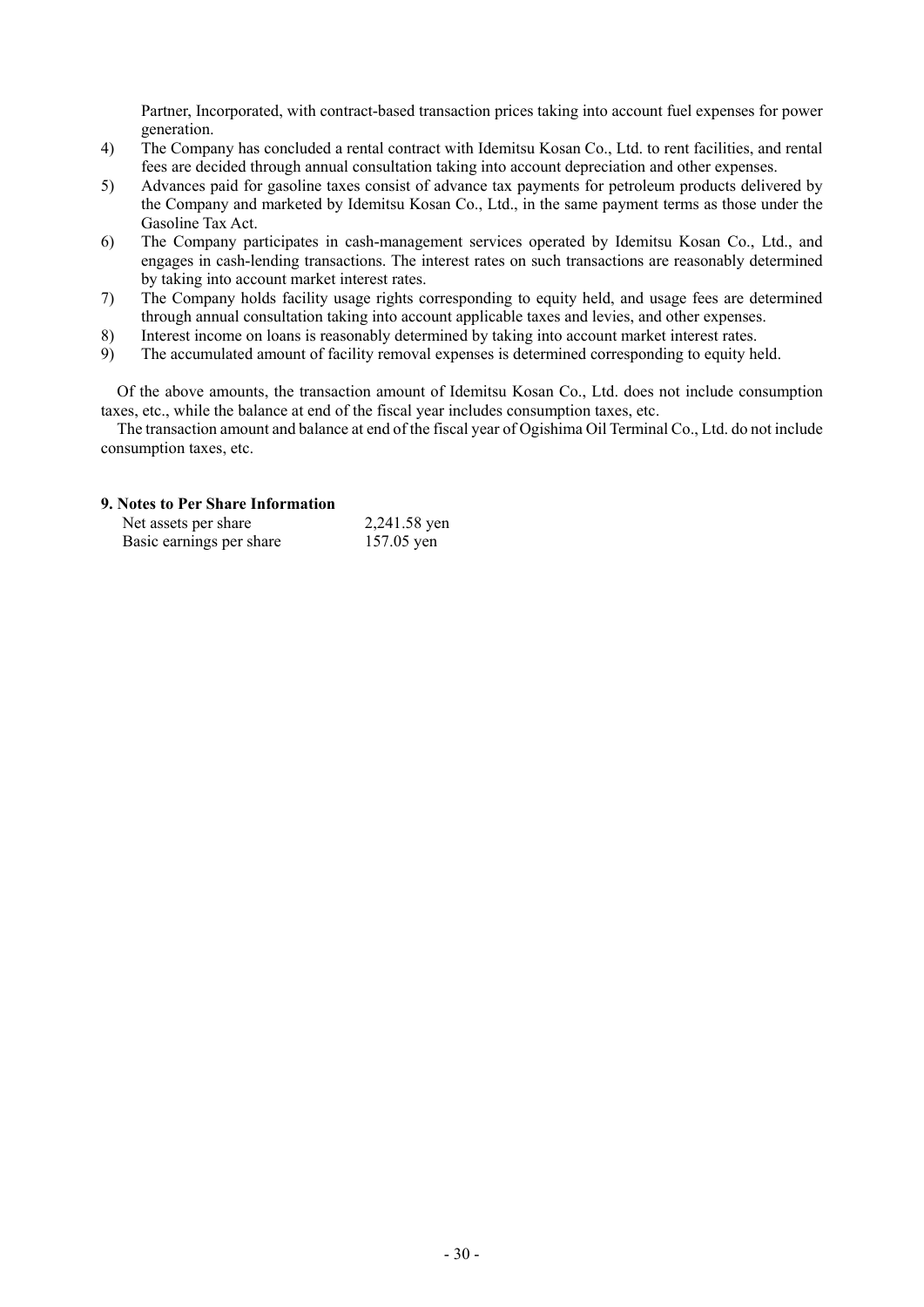Partner, Incorporated, with contract-based transaction prices taking into account fuel expenses for power generation.

4) The Company has concluded a rental contract with Idemitsu Kosan Co., Ltd. to rent facilities, and rental fees are decided through annual consultation taking into account depreciation and other expenses.
5) Advances paid for gasoline taxes consist of advance tax payments for petroleum products delivered by the Company and marketed by Idemitsu Kosan Co., Ltd., in the same payment terms as those under the Gasoline Tax Act.
6) The Company participates in cash-management services operated by Idemitsu Kosan Co., Ltd., and engages in cash-lending transactions. The interest rates on such transactions are reasonably determined by taking into account market interest rates.
7) The Company holds facility usage rights corresponding to equity held, and usage fees are determined through annual consultation taking into account applicable taxes and levies, and other expenses.
8) Interest income on loans is reasonably determined by taking into account market interest rates.
9) The accumulated amount of facility removal expenses is determined corresponding to equity held.

Of the above amounts, the transaction amount of Idemitsu Kosan Co., Ltd. does not include consumption taxes, etc., while the balance at end of the fiscal year includes consumption taxes, etc.

The transaction amount and balance at end of the fiscal year of Ogishima Oil Terminal Co., Ltd. do not include consumption taxes, etc.

**9. Notes to Per Share Information**

| | |
|---|---|
| Net assets per share | 2,241.58 yen |
| Basic earnings per share | 157.05 yen |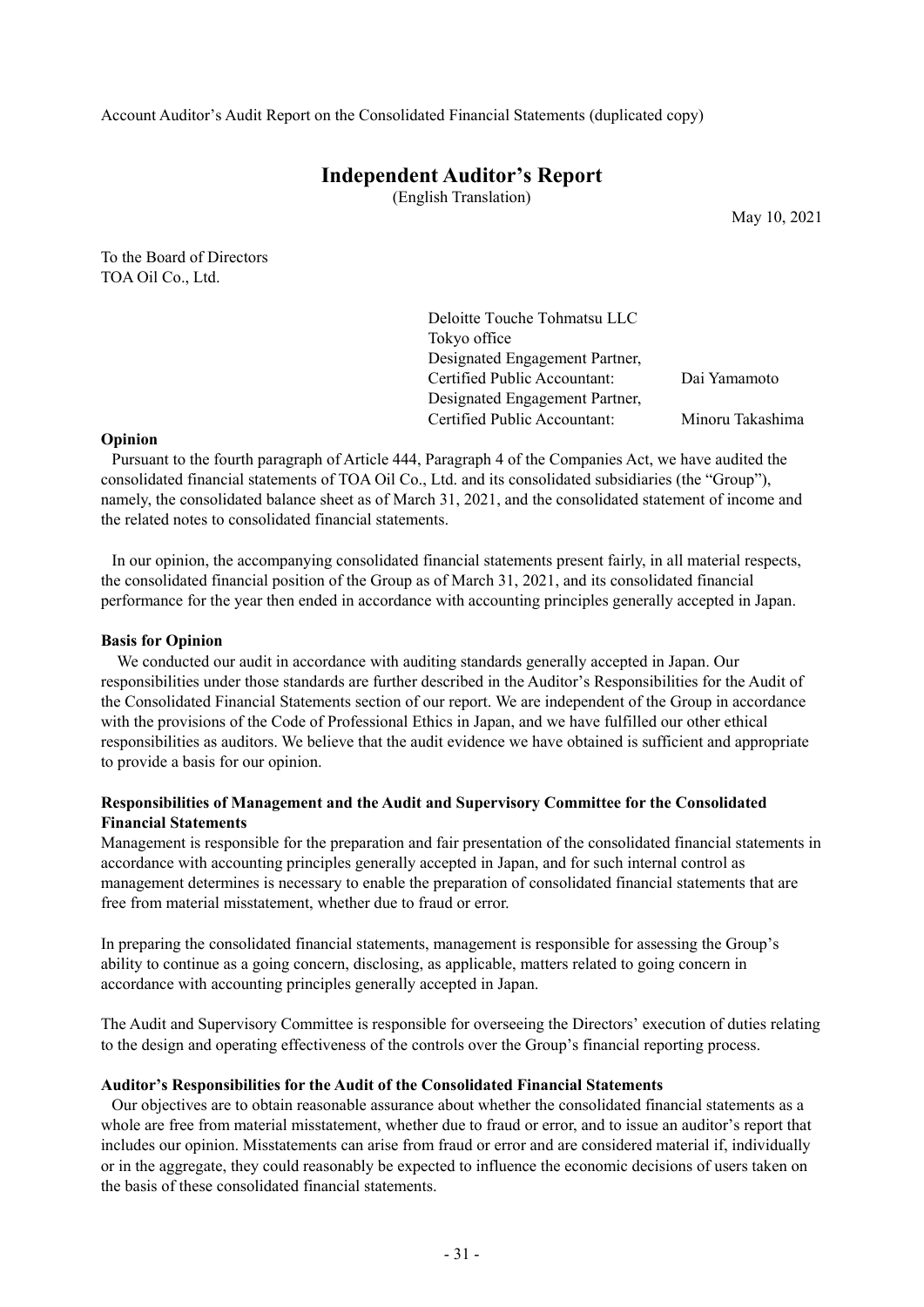Account Auditor's Audit Report on the Consolidated Financial Statements (duplicated copy)

# Independent Auditor's Report

(English Translation)

May 10, 2021

To the Board of Directors
TOA Oil Co., Ltd.

Deloitte Touche Tohmatsu LLC
Tokyo office
Designated Engagement Partner,
Certified Public Accountant: Dai Yamamoto
Designated Engagement Partner,
Certified Public Accountant: Minoru Takashima

**Opinion**

Pursuant to the fourth paragraph of Article 444, Paragraph 4 of the Companies Act, we have audited the consolidated financial statements of TOA Oil Co., Ltd. and its consolidated subsidiaries (the "Group"), namely, the consolidated balance sheet as of March 31, 2021, and the consolidated statement of income and the related notes to consolidated financial statements.

In our opinion, the accompanying consolidated financial statements present fairly, in all material respects, the consolidated financial position of the Group as of March 31, 2021, and its consolidated financial performance for the year then ended in accordance with accounting principles generally accepted in Japan.

**Basis for Opinion**

We conducted our audit in accordance with auditing standards generally accepted in Japan. Our responsibilities under those standards are further described in the Auditor's Responsibilities for the Audit of the Consolidated Financial Statements section of our report. We are independent of the Group in accordance with the provisions of the Code of Professional Ethics in Japan, and we have fulfilled our other ethical responsibilities as auditors. We believe that the audit evidence we have obtained is sufficient and appropriate to provide a basis for our opinion.

**Responsibilities of Management and the Audit and Supervisory Committee for the Consolidated Financial Statements**

Management is responsible for the preparation and fair presentation of the consolidated financial statements in accordance with accounting principles generally accepted in Japan, and for such internal control as management determines is necessary to enable the preparation of consolidated financial statements that are free from material misstatement, whether due to fraud or error.

In preparing the consolidated financial statements, management is responsible for assessing the Group's ability to continue as a going concern, disclosing, as applicable, matters related to going concern in accordance with accounting principles generally accepted in Japan.

The Audit and Supervisory Committee is responsible for overseeing the Directors' execution of duties relating to the design and operating effectiveness of the controls over the Group's financial reporting process.

**Auditor's Responsibilities for the Audit of the Consolidated Financial Statements**

Our objectives are to obtain reasonable assurance about whether the consolidated financial statements as a whole are free from material misstatement, whether due to fraud or error, and to issue an auditor's report that includes our opinion. Misstatements can arise from fraud or error and are considered material if, individually or in the aggregate, they could reasonably be expected to influence the economic decisions of users taken on the basis of these consolidated financial statements.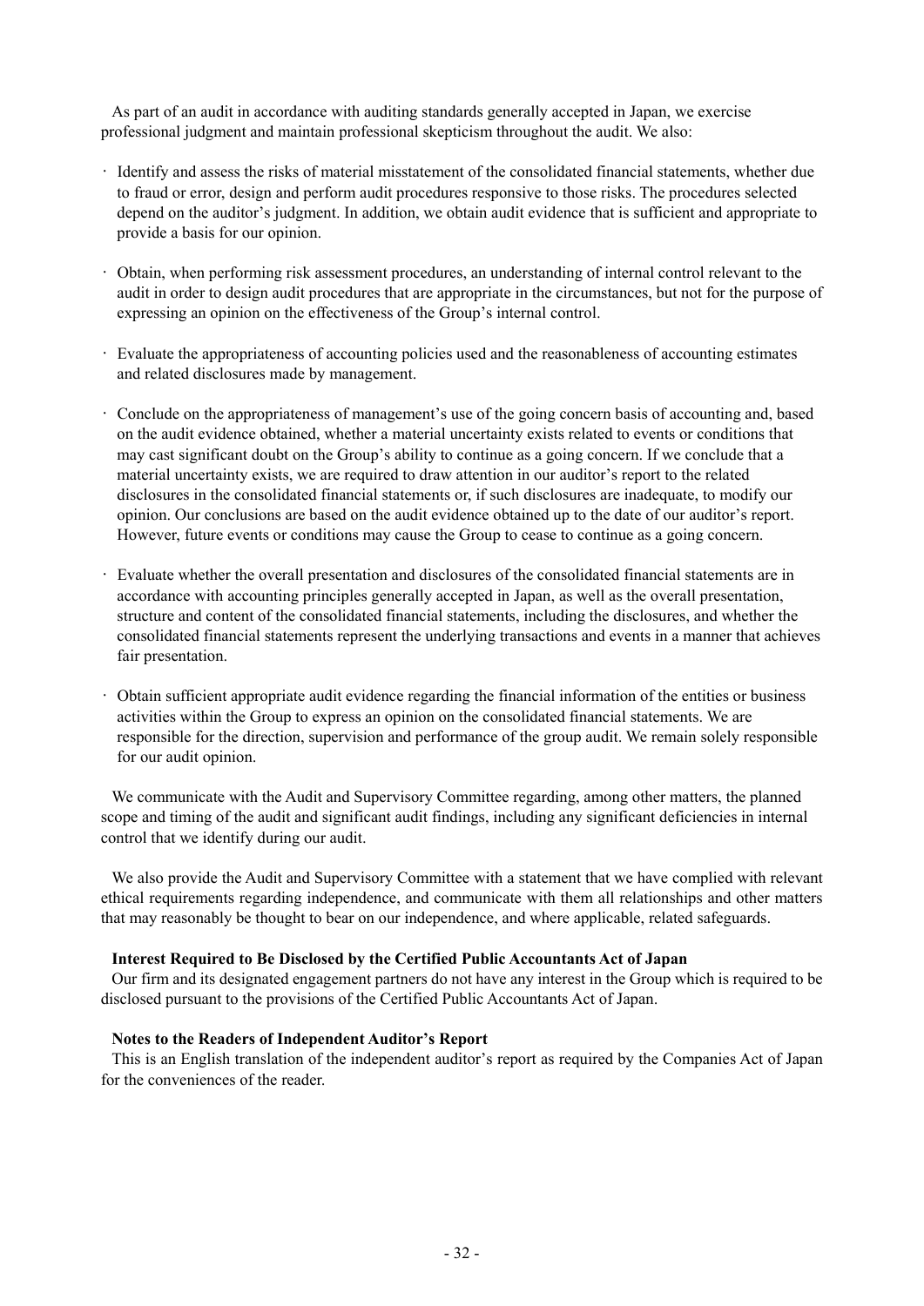As part of an audit in accordance with auditing standards generally accepted in Japan, we exercise professional judgment and maintain professional skepticism throughout the audit. We also:

- Identify and assess the risks of material misstatement of the consolidated financial statements, whether due to fraud or error, design and perform audit procedures responsive to those risks. The procedures selected depend on the auditor's judgment. In addition, we obtain audit evidence that is sufficient and appropriate to provide a basis for our opinion.

- Obtain, when performing risk assessment procedures, an understanding of internal control relevant to the audit in order to design audit procedures that are appropriate in the circumstances, but not for the purpose of expressing an opinion on the effectiveness of the Group's internal control.

- Evaluate the appropriateness of accounting policies used and the reasonableness of accounting estimates and related disclosures made by management.

- Conclude on the appropriateness of management's use of the going concern basis of accounting and, based on the audit evidence obtained, whether a material uncertainty exists related to events or conditions that may cast significant doubt on the Group's ability to continue as a going concern. If we conclude that a material uncertainty exists, we are required to draw attention in our auditor's report to the related disclosures in the consolidated financial statements or, if such disclosures are inadequate, to modify our opinion. Our conclusions are based on the audit evidence obtained up to the date of our auditor's report. However, future events or conditions may cause the Group to cease to continue as a going concern.

- Evaluate whether the overall presentation and disclosures of the consolidated financial statements are in accordance with accounting principles generally accepted in Japan, as well as the overall presentation, structure and content of the consolidated financial statements, including the disclosures, and whether the consolidated financial statements represent the underlying transactions and events in a manner that achieves fair presentation.

- Obtain sufficient appropriate audit evidence regarding the financial information of the entities or business activities within the Group to express an opinion on the consolidated financial statements. We are responsible for the direction, supervision and performance of the group audit. We remain solely responsible for our audit opinion.

We communicate with the Audit and Supervisory Committee regarding, among other matters, the planned scope and timing of the audit and significant audit findings, including any significant deficiencies in internal control that we identify during our audit.

We also provide the Audit and Supervisory Committee with a statement that we have complied with relevant ethical requirements regarding independence, and communicate with them all relationships and other matters that may reasonably be thought to bear on our independence, and where applicable, related safeguards.

**Interest Required to Be Disclosed by the Certified Public Accountants Act of Japan**

Our firm and its designated engagement partners do not have any interest in the Group which is required to be disclosed pursuant to the provisions of the Certified Public Accountants Act of Japan.

**Notes to the Readers of Independent Auditor's Report**

This is an English translation of the independent auditor's report as required by the Companies Act of Japan for the conveniences of the reader.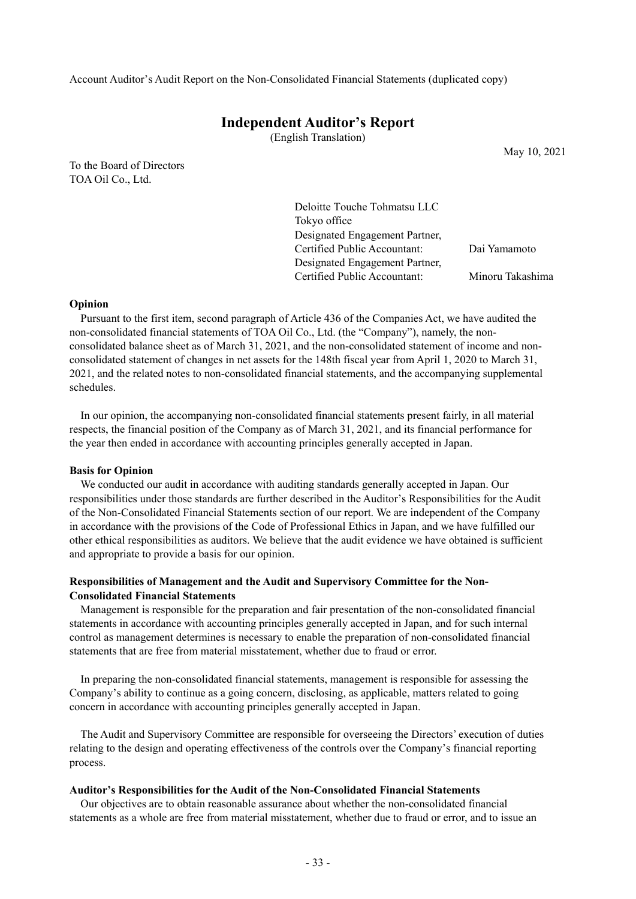Account Auditor's Audit Report on the Non-Consolidated Financial Statements (duplicated copy)

# Independent Auditor's Report

(English Translation)

May 10, 2021

To the Board of Directors
TOA Oil Co., Ltd.

Deloitte Touche Tohmatsu LLC
Tokyo office
Designated Engagement Partner,
Certified Public Accountant: Dai Yamamoto
Designated Engagement Partner,
Certified Public Accountant: Minoru Takashima

**Opinion**

Pursuant to the first item, second paragraph of Article 436 of the Companies Act, we have audited the non-consolidated financial statements of TOA Oil Co., Ltd. (the "Company"), namely, the non-consolidated balance sheet as of March 31, 2021, and the non-consolidated statement of income and non-consolidated statement of changes in net assets for the 148th fiscal year from April 1, 2020 to March 31, 2021, and the related notes to non-consolidated financial statements, and the accompanying supplemental schedules.

In our opinion, the accompanying non-consolidated financial statements present fairly, in all material respects, the financial position of the Company as of March 31, 2021, and its financial performance for the year then ended in accordance with accounting principles generally accepted in Japan.

**Basis for Opinion**

We conducted our audit in accordance with auditing standards generally accepted in Japan. Our responsibilities under those standards are further described in the Auditor's Responsibilities for the Audit of the Non-Consolidated Financial Statements section of our report. We are independent of the Company in accordance with the provisions of the Code of Professional Ethics in Japan, and we have fulfilled our other ethical responsibilities as auditors. We believe that the audit evidence we have obtained is sufficient and appropriate to provide a basis for our opinion.

**Responsibilities of Management and the Audit and Supervisory Committee for the Non-Consolidated Financial Statements**

Management is responsible for the preparation and fair presentation of the non-consolidated financial statements in accordance with accounting principles generally accepted in Japan, and for such internal control as management determines is necessary to enable the preparation of non-consolidated financial statements that are free from material misstatement, whether due to fraud or error.

In preparing the non-consolidated financial statements, management is responsible for assessing the Company's ability to continue as a going concern, disclosing, as applicable, matters related to going concern in accordance with accounting principles generally accepted in Japan.

The Audit and Supervisory Committee are responsible for overseeing the Directors' execution of duties relating to the design and operating effectiveness of the controls over the Company's financial reporting process.

**Auditor's Responsibilities for the Audit of the Non-Consolidated Financial Statements**

Our objectives are to obtain reasonable assurance about whether the non-consolidated financial statements as a whole are free from material misstatement, whether due to fraud or error, and to issue an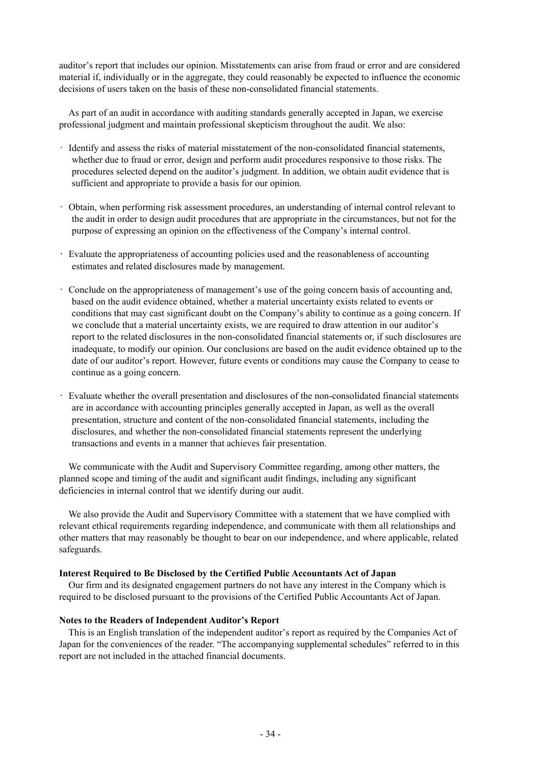auditor's report that includes our opinion. Misstatements can arise from fraud or error and are considered material if, individually or in the aggregate, they could reasonably be expected to influence the economic decisions of users taken on the basis of these non-consolidated financial statements.

As part of an audit in accordance with auditing standards generally accepted in Japan, we exercise professional judgment and maintain professional skepticism throughout the audit. We also:

- Identify and assess the risks of material misstatement of the non-consolidated financial statements, whether due to fraud or error, design and perform audit procedures responsive to those risks. The procedures selected depend on the auditor's judgment. In addition, we obtain audit evidence that is sufficient and appropriate to provide a basis for our opinion.

- Obtain, when performing risk assessment procedures, an understanding of internal control relevant to the audit in order to design audit procedures that are appropriate in the circumstances, but not for the purpose of expressing an opinion on the effectiveness of the Company's internal control.

- Evaluate the appropriateness of accounting policies used and the reasonableness of accounting estimates and related disclosures made by management.

- Conclude on the appropriateness of management's use of the going concern basis of accounting and, based on the audit evidence obtained, whether a material uncertainty exists related to events or conditions that may cast significant doubt on the Company's ability to continue as a going concern. If we conclude that a material uncertainty exists, we are required to draw attention in our auditor's report to the related disclosures in the non-consolidated financial statements or, if such disclosures are inadequate, to modify our opinion. Our conclusions are based on the audit evidence obtained up to the date of our auditor's report. However, future events or conditions may cause the Company to cease to continue as a going concern.

- Evaluate whether the overall presentation and disclosures of the non-consolidated financial statements are in accordance with accounting principles generally accepted in Japan, as well as the overall presentation, structure and content of the non-consolidated financial statements, including the disclosures, and whether the non-consolidated financial statements represent the underlying transactions and events in a manner that achieves fair presentation.

We communicate with the Audit and Supervisory Committee regarding, among other matters, the planned scope and timing of the audit and significant audit findings, including any significant deficiencies in internal control that we identify during our audit.

We also provide the Audit and Supervisory Committee with a statement that we have complied with relevant ethical requirements regarding independence, and communicate with them all relationships and other matters that may reasonably be thought to bear on our independence, and where applicable, related safeguards.

**Interest Required to Be Disclosed by the Certified Public Accountants Act of Japan**

Our firm and its designated engagement partners do not have any interest in the Company which is required to be disclosed pursuant to the provisions of the Certified Public Accountants Act of Japan.

**Notes to the Readers of Independent Auditor's Report**

This is an English translation of the independent auditor's report as required by the Companies Act of Japan for the conveniences of the reader. "The accompanying supplemental schedules" referred to in this report are not included in the attached financial documents.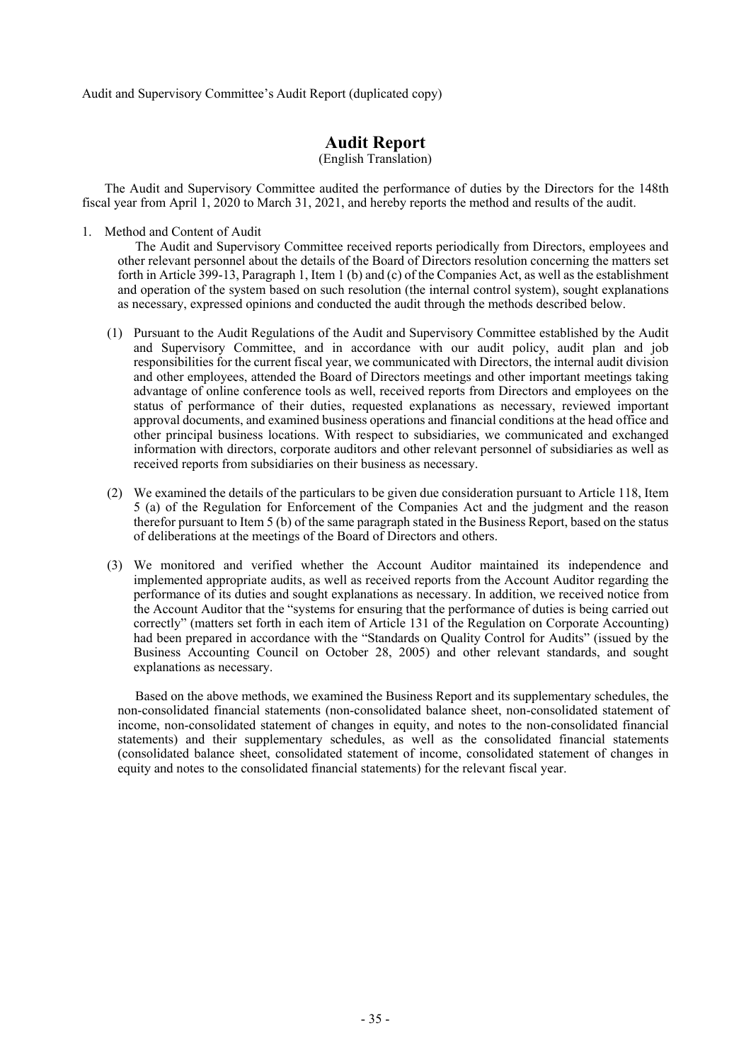Audit and Supervisory Committee's Audit Report (duplicated copy)

# Audit Report

(English Translation)

The Audit and Supervisory Committee audited the performance of duties by the Directors for the 148th fiscal year from April 1, 2020 to March 31, 2021, and hereby reports the method and results of the audit.

1. Method and Content of Audit

   The Audit and Supervisory Committee received reports periodically from Directors, employees and other relevant personnel about the details of the Board of Directors resolution concerning the matters set forth in Article 399-13, Paragraph 1, Item 1 (b) and (c) of the Companies Act, as well as the establishment and operation of the system based on such resolution (the internal control system), sought explanations as necessary, expressed opinions and conducted the audit through the methods described below.

   (1) Pursuant to the Audit Regulations of the Audit and Supervisory Committee established by the Audit and Supervisory Committee, and in accordance with our audit policy, audit plan and job responsibilities for the current fiscal year, we communicated with Directors, the internal audit division and other employees, attended the Board of Directors meetings and other important meetings taking advantage of online conference tools as well, received reports from Directors and employees on the status of performance of their duties, requested explanations as necessary, reviewed important approval documents, and examined business operations and financial conditions at the head office and other principal business locations. With respect to subsidiaries, we communicated and exchanged information with directors, corporate auditors and other relevant personnel of subsidiaries as well as received reports from subsidiaries on their business as necessary.

   (2) We examined the details of the particulars to be given due consideration pursuant to Article 118, Item 5 (a) of the Regulation for Enforcement of the Companies Act and the judgment and the reason therefor pursuant to Item 5 (b) of the same paragraph stated in the Business Report, based on the status of deliberations at the meetings of the Board of Directors and others.

   (3) We monitored and verified whether the Account Auditor maintained its independence and implemented appropriate audits, as well as received reports from the Account Auditor regarding the performance of its duties and sought explanations as necessary. In addition, we received notice from the Account Auditor that the "systems for ensuring that the performance of duties is being carried out correctly" (matters set forth in each item of Article 131 of the Regulation on Corporate Accounting) had been prepared in accordance with the "Standards on Quality Control for Audits" (issued by the Business Accounting Council on October 28, 2005) and other relevant standards, and sought explanations as necessary.

   Based on the above methods, we examined the Business Report and its supplementary schedules, the non-consolidated financial statements (non-consolidated balance sheet, non-consolidated statement of income, non-consolidated statement of changes in equity, and notes to the non-consolidated financial statements) and their supplementary schedules, as well as the consolidated financial statements (consolidated balance sheet, consolidated statement of income, consolidated statement of changes in equity and notes to the consolidated financial statements) for the relevant fiscal year.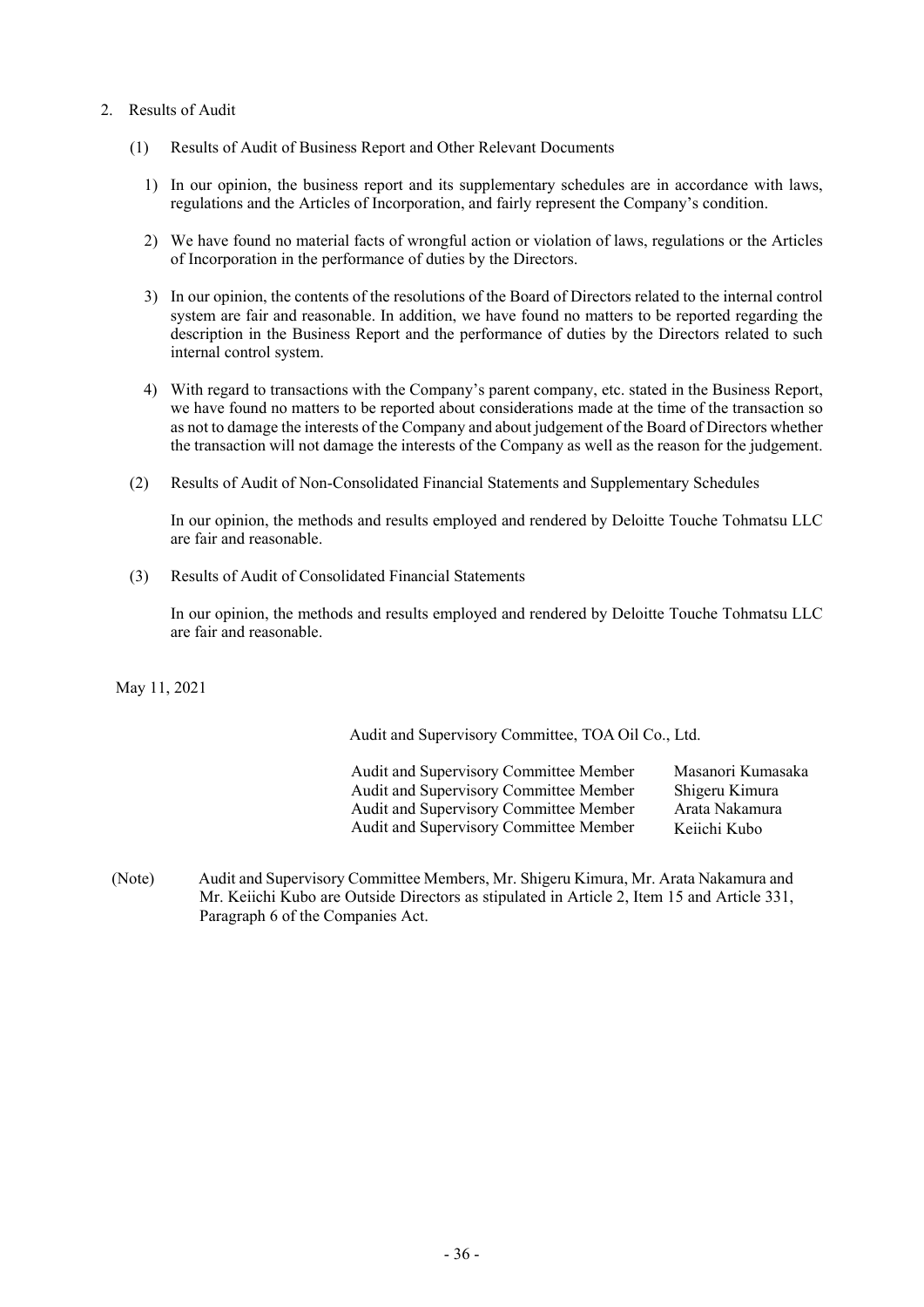2. Results of Audit

(1) Results of Audit of Business Report and Other Relevant Documents

1) In our opinion, the business report and its supplementary schedules are in accordance with laws, regulations and the Articles of Incorporation, and fairly represent the Company's condition.

2) We have found no material facts of wrongful action or violation of laws, regulations or the Articles of Incorporation in the performance of duties by the Directors.

3) In our opinion, the contents of the resolutions of the Board of Directors related to the internal control system are fair and reasonable. In addition, we have found no matters to be reported regarding the description in the Business Report and the performance of duties by the Directors related to such internal control system.

4) With regard to transactions with the Company's parent company, etc. stated in the Business Report, we have found no matters to be reported about considerations made at the time of the transaction so as not to damage the interests of the Company and about judgement of the Board of Directors whether the transaction will not damage the interests of the Company as well as the reason for the judgement.

(2) Results of Audit of Non-Consolidated Financial Statements and Supplementary Schedules

In our opinion, the methods and results employed and rendered by Deloitte Touche Tohmatsu LLC are fair and reasonable.

(3) Results of Audit of Consolidated Financial Statements

In our opinion, the methods and results employed and rendered by Deloitte Touche Tohmatsu LLC are fair and reasonable.

May 11, 2021

Audit and Supervisory Committee, TOA Oil Co., Ltd.

Audit and Supervisory Committee Member Masanori Kumasaka
Audit and Supervisory Committee Member Shigeru Kimura
Audit and Supervisory Committee Member Arata Nakamura
Audit and Supervisory Committee Member Keiichi Kubo

(Note) Audit and Supervisory Committee Members, Mr. Shigeru Kimura, Mr. Arata Nakamura and Mr. Keiichi Kubo are Outside Directors as stipulated in Article 2, Item 15 and Article 331, Paragraph 6 of the Companies Act.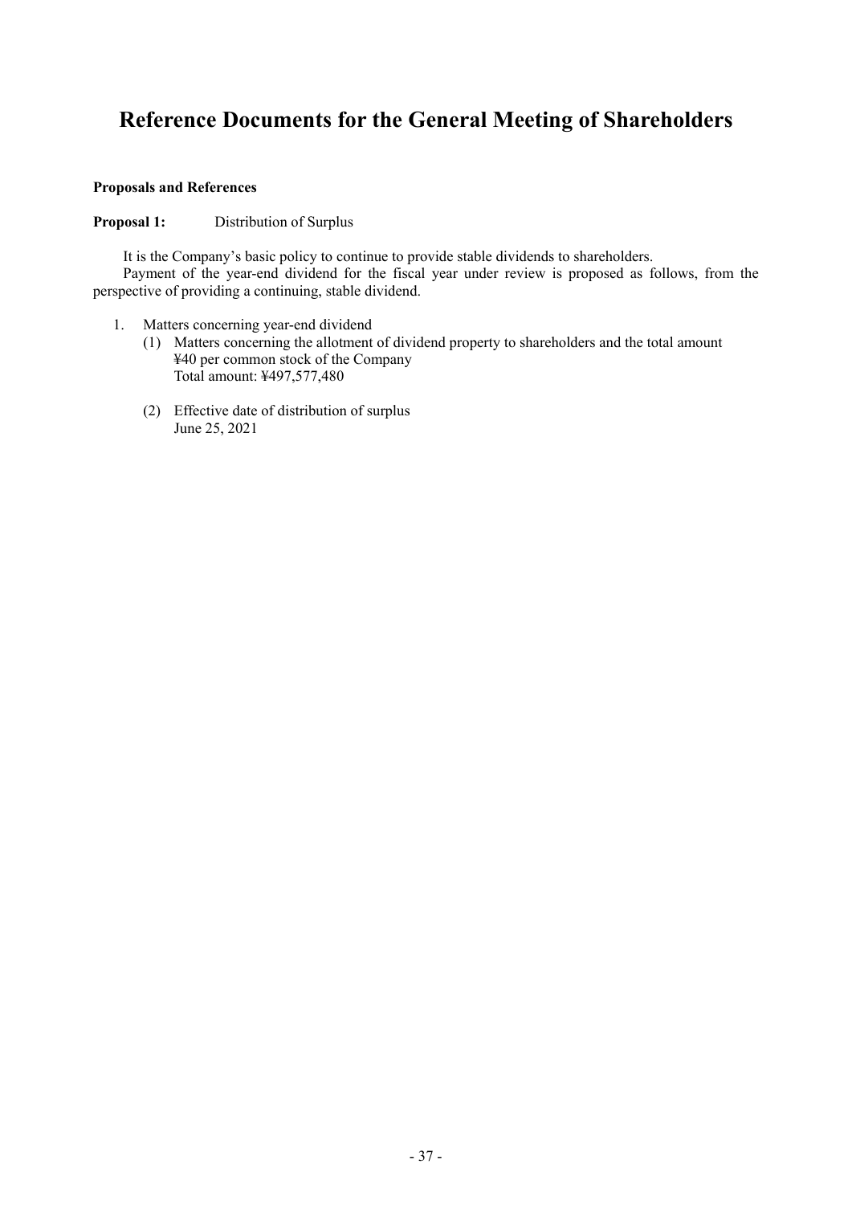# Reference Documents for the General Meeting of Shareholders

**Proposals and References**

**Proposal 1:** Distribution of Surplus

It is the Company's basic policy to continue to provide stable dividends to shareholders.

Payment of the year-end dividend for the fiscal year under review is proposed as follows, from the perspective of providing a continuing, stable dividend.

1. Matters concerning year-end dividend
   (1) Matters concerning the allotment of dividend property to shareholders and the total amount
   ¥40 per common stock of the Company
   Total amount: ¥497,577,480

   (2) Effective date of distribution of surplus
   June 25, 2021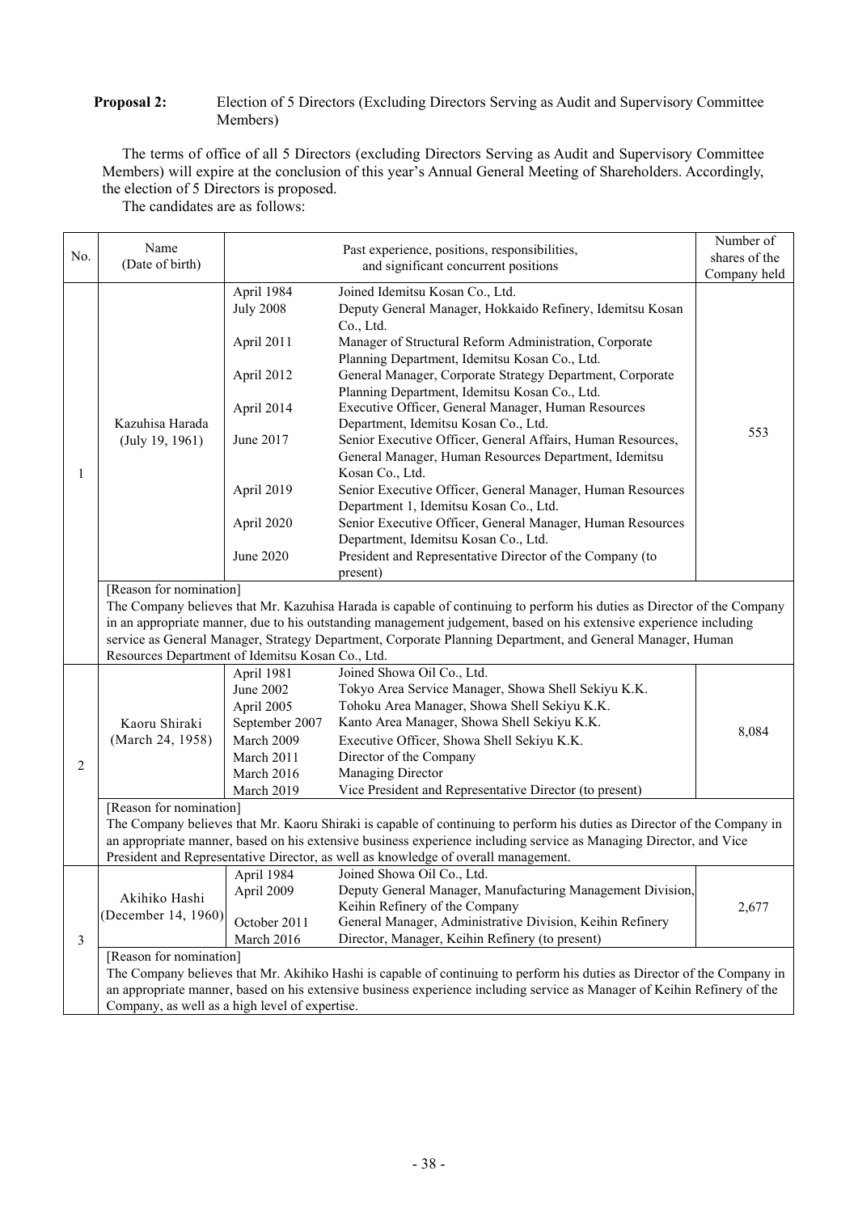**Proposal 2:** Election of 5 Directors (Excluding Directors Serving as Audit and Supervisory Committee Members)

The terms of office of all 5 Directors (excluding Directors Serving as Audit and Supervisory Committee Members) will expire at the conclusion of this year's Annual General Meeting of Shareholders. Accordingly, the election of 5 Directors is proposed.

The candidates are as follows:

| No. | Name (Date of birth) | Past experience, positions, responsibilities, and significant concurrent positions | | Number of shares of the Company held |
|---|---|---|---|---|
| 1 | Kazuhisa Harada (July 19, 1961) | April 1984 | Joined Idemitsu Kosan Co., Ltd. | 553 |
| | | July 2008 | Deputy General Manager, Hokkaido Refinery, Idemitsu Kosan Co., Ltd. | |
| | | April 2011 | Manager of Structural Reform Administration, Corporate Planning Department, Idemitsu Kosan Co., Ltd. | |
| | | April 2012 | General Manager, Corporate Strategy Department, Corporate Planning Department, Idemitsu Kosan Co., Ltd. | |
| | | April 2014 | Executive Officer, General Manager, Human Resources Department, Idemitsu Kosan Co., Ltd. | |
| | | June 2017 | Senior Executive Officer, General Affairs, Human Resources, General Manager, Human Resources Department, Idemitsu Kosan Co., Ltd. | |
| | | April 2019 | Senior Executive Officer, General Manager, Human Resources Department 1, Idemitsu Kosan Co., Ltd. | |
| | | April 2020 | Senior Executive Officer, General Manager, Human Resources Department, Idemitsu Kosan Co., Ltd. | |
| | | June 2020 | President and Representative Director of the Company (to present) | |
| | [Reason for nomination] The Company believes that Mr. Kazuhisa Harada is capable of continuing to perform his duties as Director of the Company in an appropriate manner, due to his outstanding management judgement, based on his extensive experience including service as General Manager, Strategy Department, Corporate Planning Department, and General Manager, Human Resources Department of Idemitsu Kosan Co., Ltd. | | | |
| 2 | Kaoru Shiraki (March 24, 1958) | April 1981 | Joined Showa Oil Co., Ltd. | 8,084 |
| | | June 2002 | Tokyo Area Service Manager, Showa Shell Sekiyu K.K. | |
| | | April 2005 | Tohoku Area Manager, Showa Shell Sekiyu K.K. | |
| | | September 2007 | Kanto Area Manager, Showa Shell Sekiyu K.K. | |
| | | March 2009 | Executive Officer, Showa Shell Sekiyu K.K. | |
| | | March 2011 | Director of the Company | |
| | | March 2016 | Managing Director | |
| | | March 2019 | Vice President and Representative Director (to present) | |
| | [Reason for nomination] The Company believes that Mr. Kaoru Shiraki is capable of continuing to perform his duties as Director of the Company in an appropriate manner, based on his extensive business experience including service as Managing Director, and Vice President and Representative Director, as well as knowledge of overall management. | | | |
| 3 | Akihiko Hashi (December 14, 1960) | April 1984 | Joined Showa Oil Co., Ltd. | 2,677 |
| | | April 2009 | Deputy General Manager, Manufacturing Management Division, Keihin Refinery of the Company | |
| | | October 2011 | General Manager, Administrative Division, Keihin Refinery | |
| | | March 2016 | Director, Manager, Keihin Refinery (to present) | |
| | [Reason for nomination] The Company believes that Mr. Akihiko Hashi is capable of continuing to perform his duties as Director of the Company in an appropriate manner, based on his extensive business experience including service as Manager of Keihin Refinery of the Company, as well as a high level of expertise. | | | |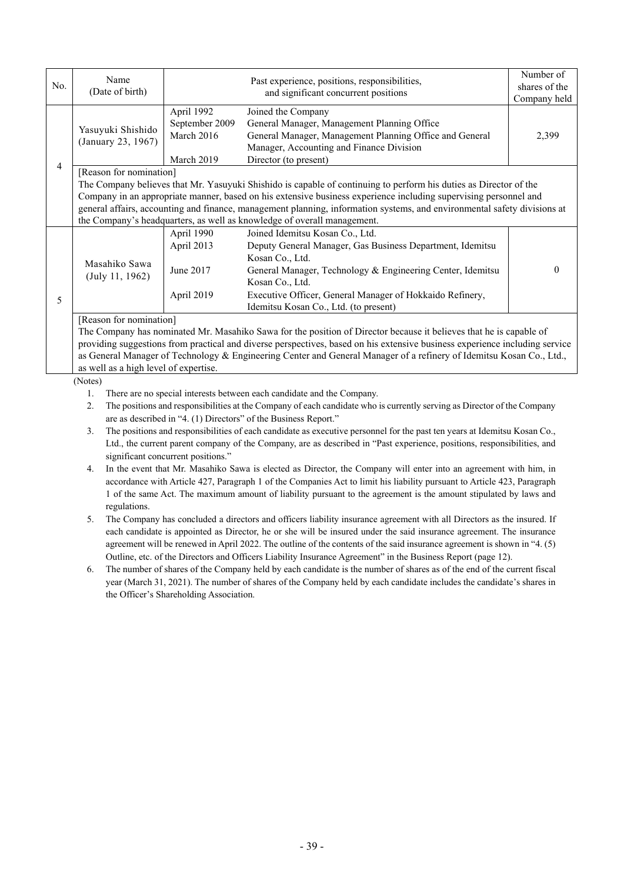| No. | Name (Date of birth) | Past experience, positions, responsibilities, and significant concurrent positions | | Number of shares of the Company held |
|---|---|---|---|---|
| 4 | Yasuyuki Shishido (January 23, 1967) | April 1992<br>September 2009<br>March 2016<br><br>March 2019 | Joined the Company<br>General Manager, Management Planning Office<br>General Manager, Management Planning Office and General Manager, Accounting and Finance Division<br>Director (to present) | 2,399 |
| | [Reason for nomination]<br>The Company believes that Mr. Yasuyuki Shishido is capable of continuing to perform his duties as Director of the Company in an appropriate manner, based on his extensive business experience including supervising personnel and general affairs, accounting and finance, management planning, information systems, and environmental safety divisions at the Company's headquarters, as well as knowledge of overall management. | | | |
| 5 | Masahiko Sawa (July 11, 1962) | April 1990<br>April 2013<br><br>June 2017<br><br>April 2019 | Joined Idemitsu Kosan Co., Ltd.<br>Deputy General Manager, Gas Business Department, Idemitsu Kosan Co., Ltd.<br>General Manager, Technology & Engineering Center, Idemitsu Kosan Co., Ltd.<br>Executive Officer, General Manager of Hokkaido Refinery, Idemitsu Kosan Co., Ltd. (to present) | 0 |
| | [Reason for nomination]<br>The Company has nominated Mr. Masahiko Sawa for the position of Director because it believes that he is capable of providing suggestions from practical and diverse perspectives, based on his extensive business experience including service as General Manager of Technology & Engineering Center and General Manager of a refinery of Idemitsu Kosan Co., Ltd., as well as a high level of expertise. | | | |

(Notes)

1. There are no special interests between each candidate and the Company.
2. The positions and responsibilities at the Company of each candidate who is currently serving as Director of the Company are as described in "4. (1) Directors" of the Business Report."
3. The positions and responsibilities of each candidate as executive personnel for the past ten years at Idemitsu Kosan Co., Ltd., the current parent company of the Company, are as described in "Past experience, positions, responsibilities, and significant concurrent positions."
4. In the event that Mr. Masahiko Sawa is elected as Director, the Company will enter into an agreement with him, in accordance with Article 427, Paragraph 1 of the Companies Act to limit his liability pursuant to Article 423, Paragraph 1 of the same Act. The maximum amount of liability pursuant to the agreement is the amount stipulated by laws and regulations.
5. The Company has concluded a directors and officers liability insurance agreement with all Directors as the insured. If each candidate is appointed as Director, he or she will be insured under the said insurance agreement. The insurance agreement will be renewed in April 2022. The outline of the contents of the said insurance agreement is shown in "4. (5) Outline, etc. of the Directors and Officers Liability Insurance Agreement" in the Business Report (page 12).
6. The number of shares of the Company held by each candidate is the number of shares as of the end of the current fiscal year (March 31, 2021). The number of shares of the Company held by each candidate includes the candidate's shares in the Officer's Shareholding Association.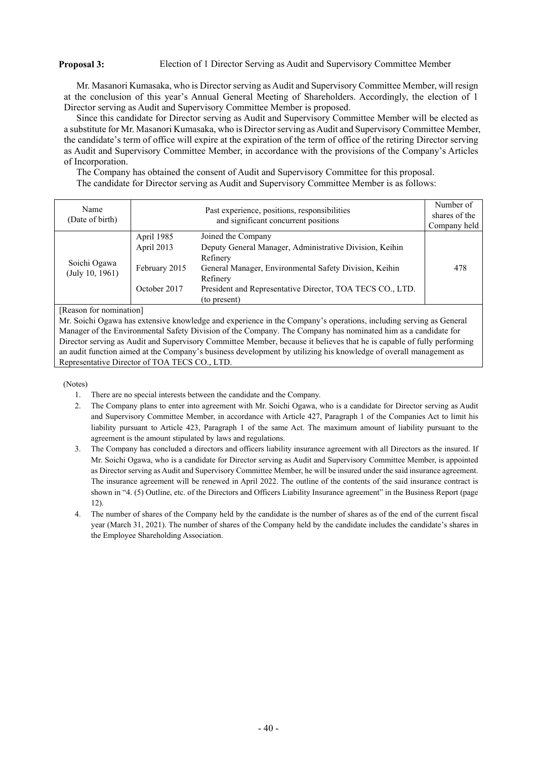**Proposal 3:** Election of 1 Director Serving as Audit and Supervisory Committee Member

Mr. Masanori Kumasaka, who is Director serving as Audit and Supervisory Committee Member, will resign at the conclusion of this year's Annual General Meeting of Shareholders. Accordingly, the election of 1 Director serving as Audit and Supervisory Committee Member is proposed.

Since this candidate for Director serving as Audit and Supervisory Committee Member will be elected as a substitute for Mr. Masanori Kumasaka, who is Director serving as Audit and Supervisory Committee Member, the candidate's term of office will expire at the expiration of the term of office of the retiring Director serving as Audit and Supervisory Committee Member, in accordance with the provisions of the Company's Articles of Incorporation.

The Company has obtained the consent of Audit and Supervisory Committee for this proposal.

The candidate for Director serving as Audit and Supervisory Committee Member is as follows:

| Name (Date of birth) | Past experience, positions, responsibilities and significant concurrent positions | | Number of shares of the Company held |
|---|---|---|---|
| Soichi Ogawa (July 10, 1961) | April 1985 | Joined the Company | 478 |
| | April 2013 | Deputy General Manager, Administrative Division, Keihin Refinery | |
| | February 2015 | General Manager, Environmental Safety Division, Keihin Refinery | |
| | October 2017 | President and Representative Director, TOA TECS CO., LTD. (to present) | |

[Reason for nomination]

Mr. Soichi Ogawa has extensive knowledge and experience in the Company's operations, including serving as General Manager of the Environmental Safety Division of the Company. The Company has nominated him as a candidate for Director serving as Audit and Supervisory Committee Member, because it believes that he is capable of fully performing an audit function aimed at the Company's business development by utilizing his knowledge of overall management as Representative Director of TOA TECS CO., LTD.

(Notes)

1. There are no special interests between the candidate and the Company.
2. The Company plans to enter into agreement with Mr. Soichi Ogawa, who is a candidate for Director serving as Audit and Supervisory Committee Member, in accordance with Article 427, Paragraph 1 of the Companies Act to limit his liability pursuant to Article 423, Paragraph 1 of the same Act. The maximum amount of liability pursuant to the agreement is the amount stipulated by laws and regulations.
3. The Company has concluded a directors and officers liability insurance agreement with all Directors as the insured. If Mr. Soichi Ogawa, who is a candidate for Director serving as Audit and Supervisory Committee Member, is appointed as Director serving as Audit and Supervisory Committee Member, he will be insured under the said insurance agreement. The insurance agreement will be renewed in April 2022. The outline of the contents of the said insurance contract is shown in "4. (5) Outline, etc. of the Directors and Officers Liability Insurance agreement" in the Business Report (page 12).
4. The number of shares of the Company held by the candidate is the number of shares as of the end of the current fiscal year (March 31, 2021). The number of shares of the Company held by the candidate includes the candidate's shares in the Employee Shareholding Association.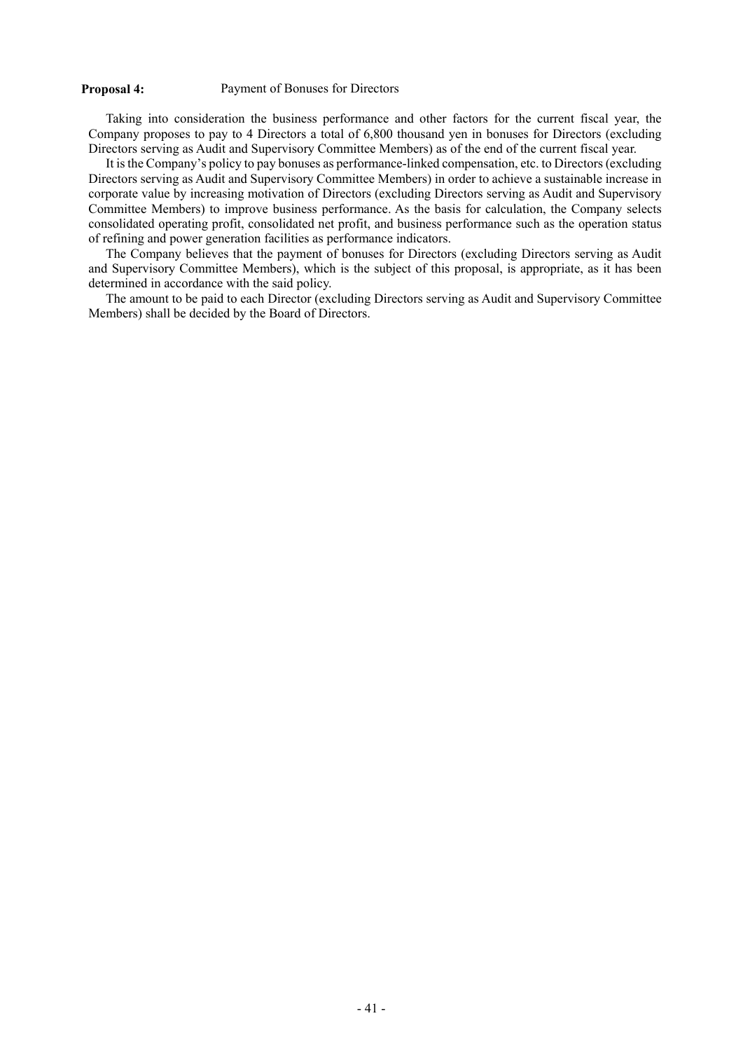**Proposal 4:** Payment of Bonuses for Directors

Taking into consideration the business performance and other factors for the current fiscal year, the Company proposes to pay to 4 Directors a total of 6,800 thousand yen in bonuses for Directors (excluding Directors serving as Audit and Supervisory Committee Members) as of the end of the current fiscal year.

It is the Company's policy to pay bonuses as performance-linked compensation, etc. to Directors (excluding Directors serving as Audit and Supervisory Committee Members) in order to achieve a sustainable increase in corporate value by increasing motivation of Directors (excluding Directors serving as Audit and Supervisory Committee Members) to improve business performance. As the basis for calculation, the Company selects consolidated operating profit, consolidated net profit, and business performance such as the operation status of refining and power generation facilities as performance indicators.

The Company believes that the payment of bonuses for Directors (excluding Directors serving as Audit and Supervisory Committee Members), which is the subject of this proposal, is appropriate, as it has been determined in accordance with the said policy.

The amount to be paid to each Director (excluding Directors serving as Audit and Supervisory Committee Members) shall be decided by the Board of Directors.